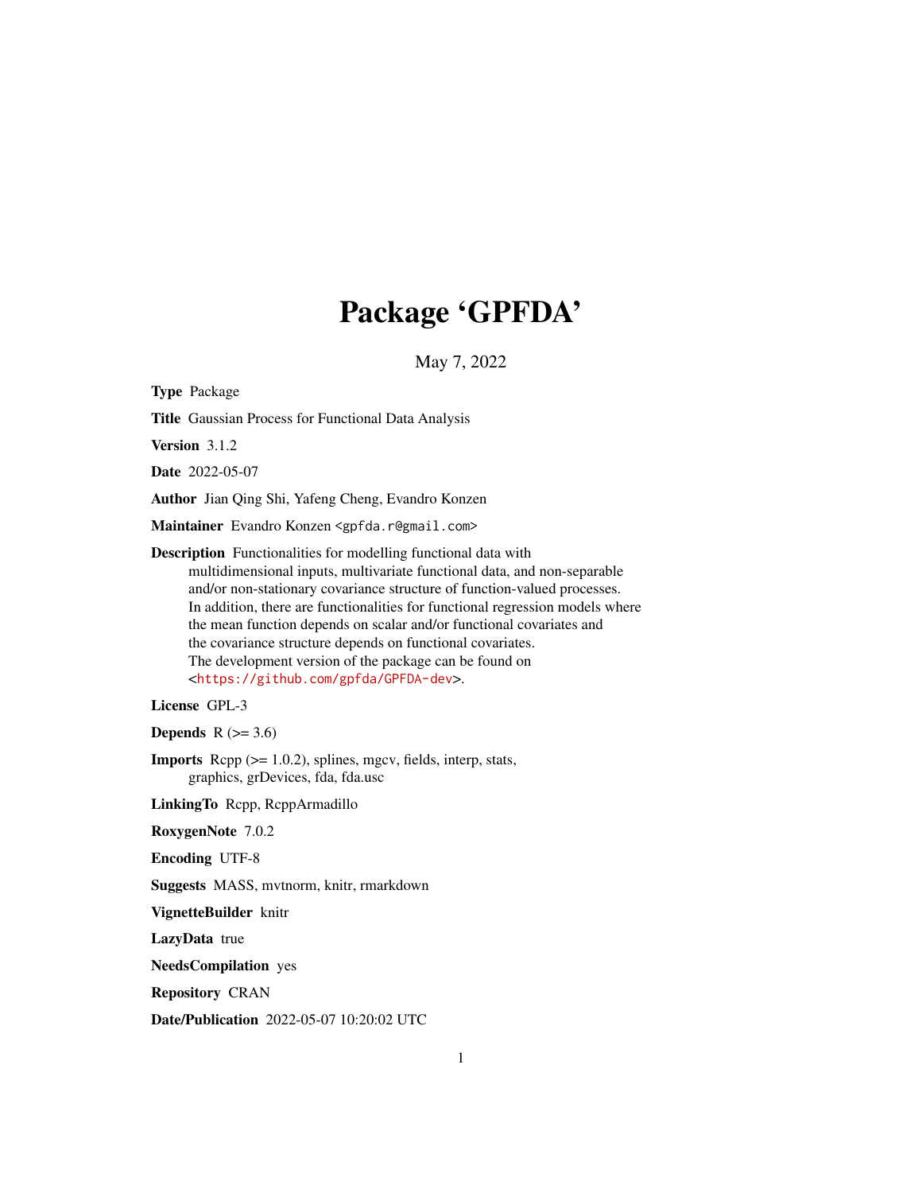# Package 'GPFDA'

May 7, 2022

**Type** Package

**Title** Gaussian Process for Functional Data Analysis

**Version** 3.1.2

**Date** 2022-05-07

**Author** Jian Qing Shi, Yafeng Cheng, Evandro Konzen

**Maintainer** Evandro Konzen <gpfda.r@gmail.com>

**Description** Functionalities for modelling functional data with multidimensional inputs, multivariate functional data, and non-separable and/or non-stationary covariance structure of function-valued processes. In addition, there are functionalities for functional regression models where the mean function depends on scalar and/or functional covariates and the covariance structure depends on functional covariates. The development version of the package can be found on <https://github.com/gpfda/GPFDA-dev>.

**License** GPL-3

**Depends** R (>= 3.6)

**Imports** Rcpp (>= 1.0.2), splines, mgcv, fields, interp, stats, graphics, grDevices, fda, fda.usc

**LinkingTo** Rcpp, RcppArmadillo

**RoxygenNote** 7.0.2

**Encoding** UTF-8

**Suggests** MASS, mvtnorm, knitr, rmarkdown

**VignetteBuilder** knitr

**LazyData** true

**NeedsCompilation** yes

**Repository** CRAN

**Date/Publication** 2022-05-07 10:20:02 UTC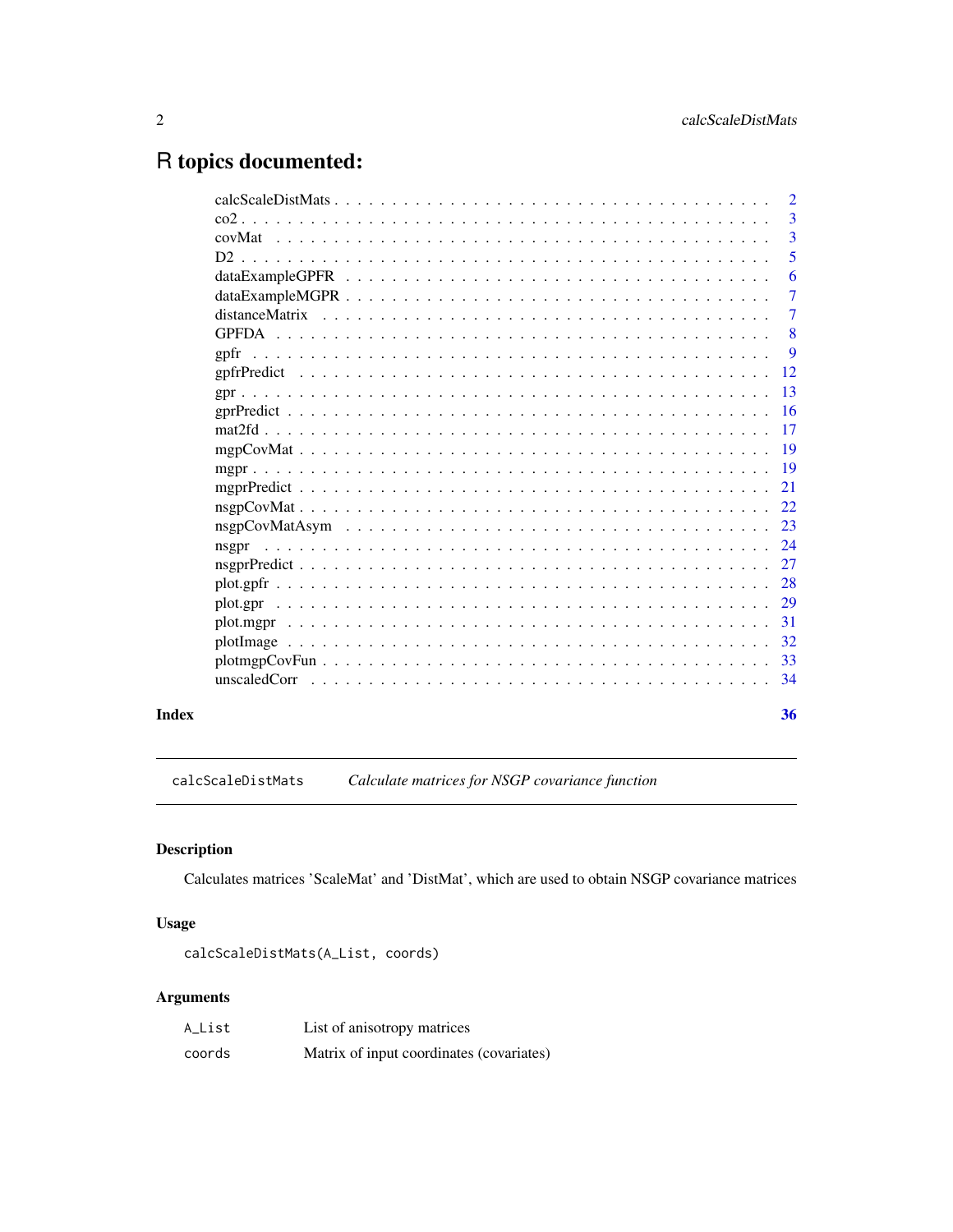# R topics documented:

| | |
|---|---|
| calcScaleDistMats | 2 |
| co2 | 3 |
| covMat | 3 |
| D2 | 5 |
| dataExampleGPFR | 6 |
| dataExampleMGPR | 7 |
| distanceMatrix | 7 |
| GPFDA | 8 |
| gpfr | 9 |
| gpfrPredict | 12 |
| gpr | 13 |
| gprPredict | 16 |
| mat2fd | 17 |
| mgpCovMat | 19 |
| mgpr | 19 |
| mgprPredict | 21 |
| nsgpCovMat | 22 |
| nsgpCovMatAsym | 23 |
| nsgpr | 24 |
| nsgprPredict | 27 |
| plot.gpfr | 28 |
| plot.gpr | 29 |
| plot.mgpr | 31 |
| plotImage | 32 |
| plotmgpCovFun | 33 |
| unscaledCorr | 34 |

**Index** 36

---

## calcScaleDistMats — *Calculate matrices for NSGP covariance function*

### Description

Calculates matrices 'ScaleMat' and 'DistMat', which are used to obtain NSGP covariance matrices

### Usage

```
calcScaleDistMats(A_List, coords)
```

### Arguments

| | |
|---|---|
| `A_List` | List of anisotropy matrices |
| `coords` | Matrix of input coordinates (covariates) |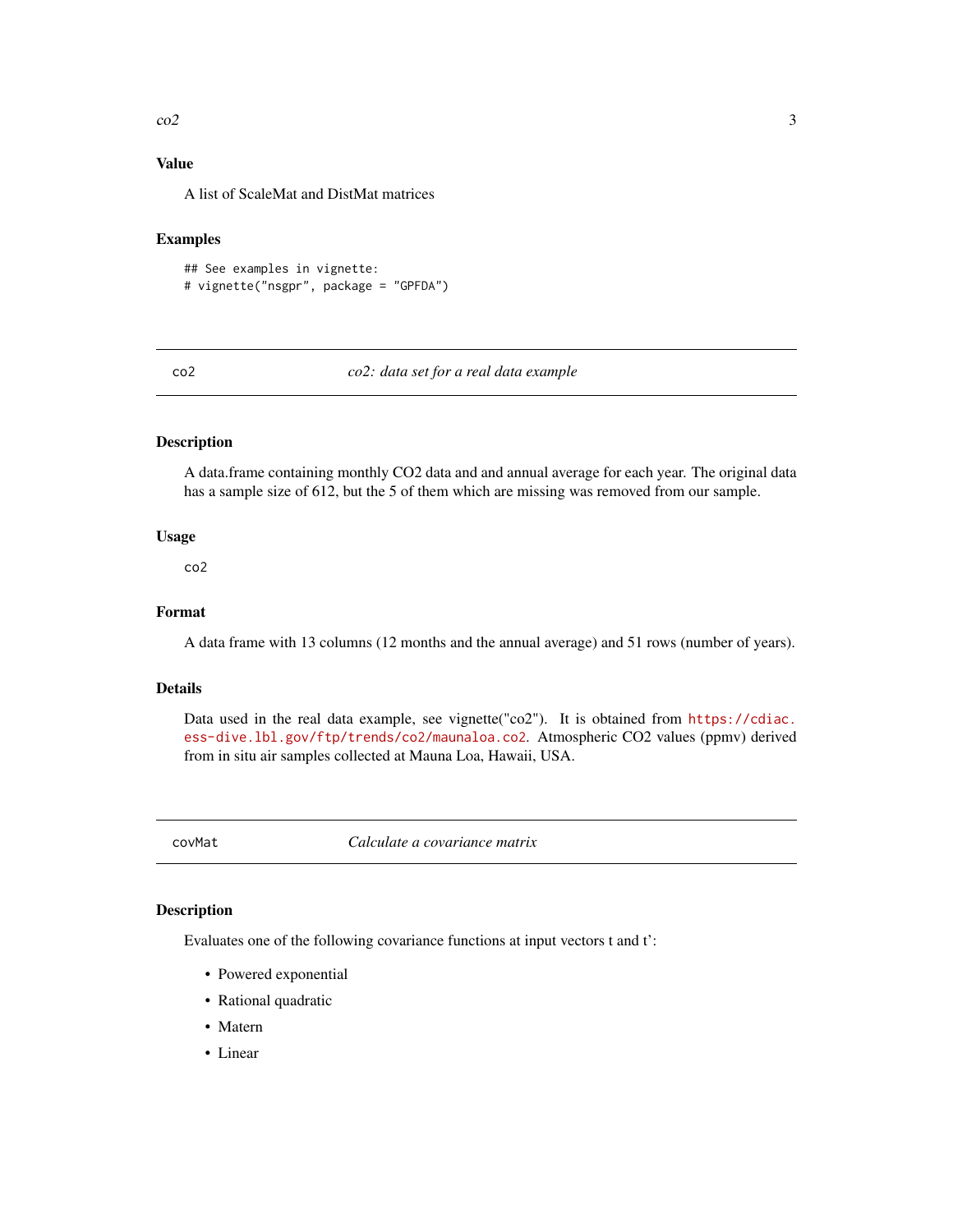## Value

A list of ScaleMat and DistMat matrices

## Examples

```
## See examples in vignette:
# vignette("nsgpr", package = "GPFDA")
```

---

# co2 — *co2: data set for a real data example*

## Description

A data.frame containing monthly CO2 data and and annual average for each year. The original data has a sample size of 612, but the 5 of them which are missing was removed from our sample.

## Usage

```
co2
```

## Format

A data frame with 13 columns (12 months and the annual average) and 51 rows (number of years).

## Details

Data used in the real data example, see vignette("co2"). It is obtained from https://cdiac.ess-dive.lbl.gov/ftp/trends/co2/maunaloa.co2. Atmospheric CO2 values (ppmv) derived from in situ air samples collected at Mauna Loa, Hawaii, USA.

---

# covMat — *Calculate a covariance matrix*

## Description

Evaluates one of the following covariance functions at input vectors t and t':

- Powered exponential
- Rational quadratic
- Matern
- Linear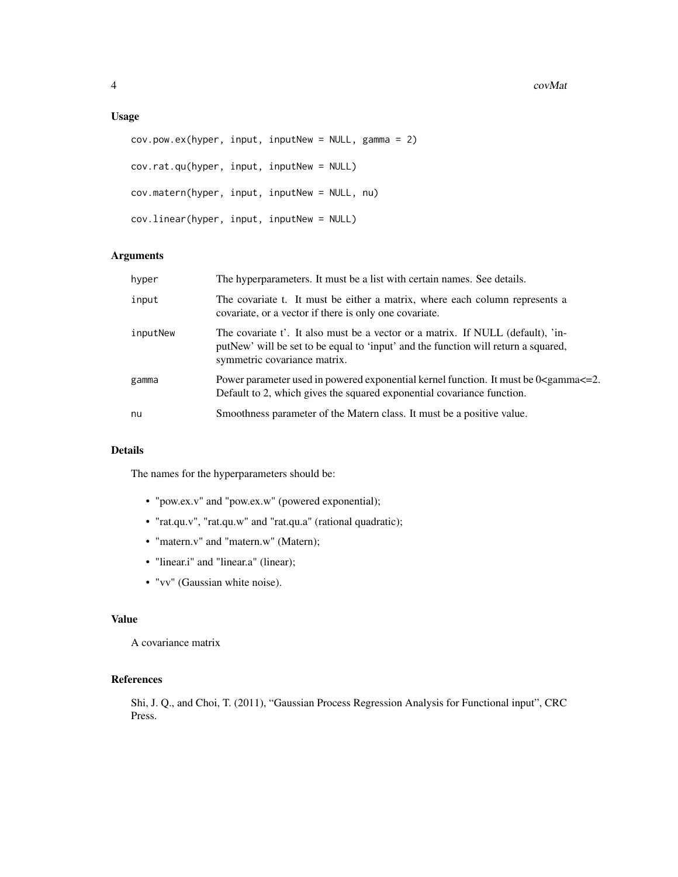## Usage

```
cov.pow.ex(hyper, input, inputNew = NULL, gamma = 2)

cov.rat.qu(hyper, input, inputNew = NULL)

cov.matern(hyper, input, inputNew = NULL, nu)

cov.linear(hyper, input, inputNew = NULL)
```

## Arguments

| | |
|---|---|
| hyper | The hyperparameters. It must be a list with certain names. See details. |
| input | The covariate t. It must be either a matrix, where each column represents a covariate, or a vector if there is only one covariate. |
| inputNew | The covariate t'. It also must be a vector or a matrix. If NULL (default), 'inputNew' will be set to be equal to 'input' and the function will return a squared, symmetric covariance matrix. |
| gamma | Power parameter used in powered exponential kernel function. It must be 0<gamma<=2. Default to 2, which gives the squared exponential covariance function. |
| nu | Smoothness parameter of the Matern class. It must be a positive value. |

## Details

The names for the hyperparameters should be:

- "pow.ex.v" and "pow.ex.w" (powered exponential);
- "rat.qu.v", "rat.qu.w" and "rat.qu.a" (rational quadratic);
- "matern.v" and "matern.w" (Matern);
- "linear.i" and "linear.a" (linear);
- "vv" (Gaussian white noise).

## Value

A covariance matrix

## References

Shi, J. Q., and Choi, T. (2011), "Gaussian Process Regression Analysis for Functional input", CRC Press.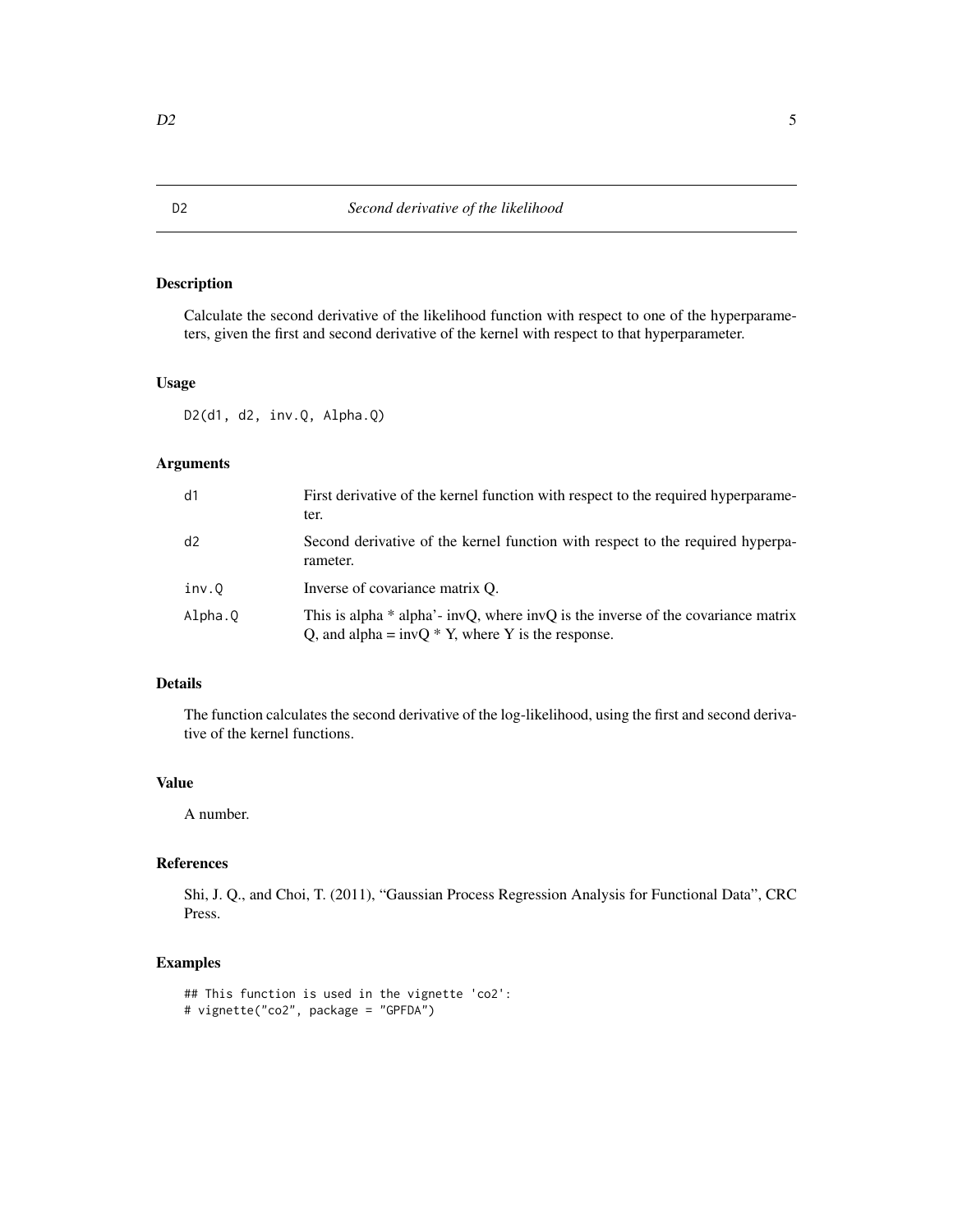## D2 — *Second derivative of the likelihood*

### Description

Calculate the second derivative of the likelihood function with respect to one of the hyperparameters, given the first and second derivative of the kernel with respect to that hyperparameter.

### Usage

```
D2(d1, d2, inv.Q, Alpha.Q)
```

### Arguments

| | |
|---|---|
| d1 | First derivative of the kernel function with respect to the required hyperparameter. |
| d2 | Second derivative of the kernel function with respect to the required hyperparameter. |
| inv.Q | Inverse of covariance matrix Q. |
| Alpha.Q | This is alpha * alpha'- invQ, where invQ is the inverse of the covariance matrix Q, and alpha = invQ * Y, where Y is the response. |

### Details

The function calculates the second derivative of the log-likelihood, using the first and second derivative of the kernel functions.

### Value

A number.

### References

Shi, J. Q., and Choi, T. (2011), "Gaussian Process Regression Analysis for Functional Data", CRC Press.

### Examples

```
## This function is used in the vignette 'co2':
# vignette("co2", package = "GPFDA")
```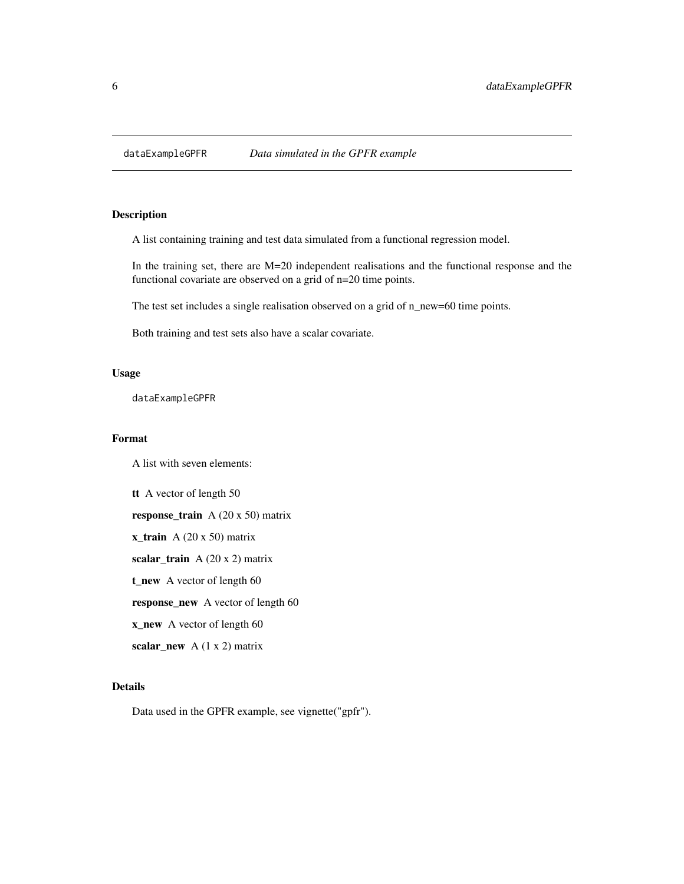`dataExampleGPFR` *Data simulated in the GPFR example*

## Description

A list containing training and test data simulated from a functional regression model.

In the training set, there are M=20 independent realisations and the functional response and the functional covariate are observed on a grid of n=20 time points.

The test set includes a single realisation observed on a grid of n_new=60 time points.

Both training and test sets also have a scalar covariate.

## Usage

```
dataExampleGPFR
```

## Format

A list with seven elements:

**tt** A vector of length 50

**response_train** A (20 x 50) matrix

**x_train** A (20 x 50) matrix

**scalar_train** A (20 x 2) matrix

**t_new** A vector of length 60

**response_new** A vector of length 60

**x_new** A vector of length 60

**scalar_new** A (1 x 2) matrix

## Details

Data used in the GPFR example, see vignette("gpfr").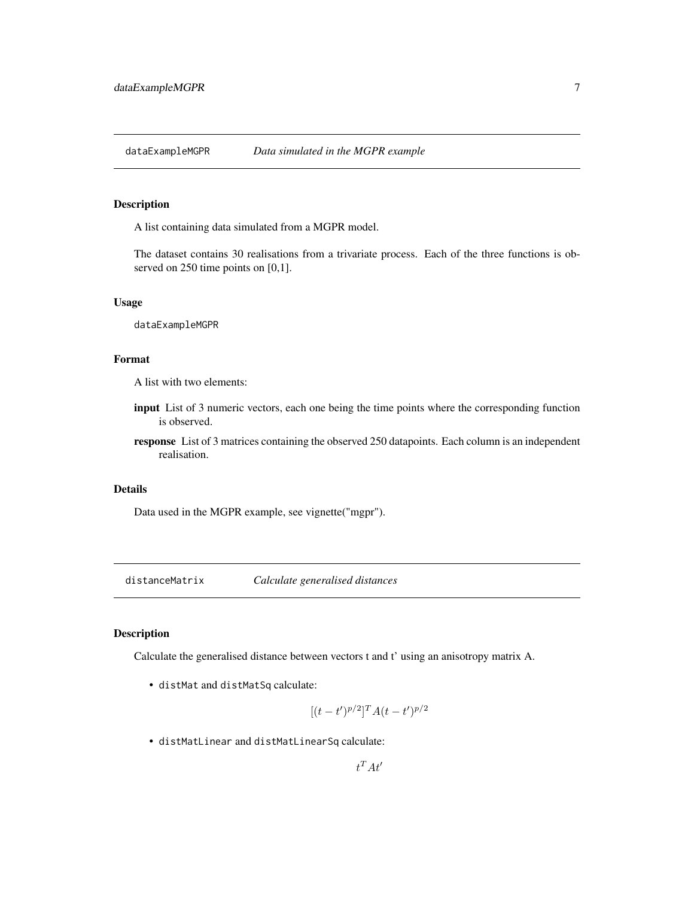## dataExampleMGPR *Data simulated in the MGPR example*

### Description

A list containing data simulated from a MGPR model.

The dataset contains 30 realisations from a trivariate process. Each of the three functions is observed on 250 time points on [0,1].

### Usage

```
dataExampleMGPR
```

### Format

A list with two elements:

- **input** List of 3 numeric vectors, each one being the time points where the corresponding function is observed.
- **response** List of 3 matrices containing the observed 250 datapoints. Each column is an independent realisation.

### Details

Data used in the MGPR example, see vignette("mgpr").

## distanceMatrix *Calculate generalised distances*

### Description

Calculate the generalised distance between vectors t and t' using an anisotropy matrix A.

- `distMat` and `distMatSq` calculate:

$$[(t - t')^{p/2}]^T A (t - t')^{p/2}$$

- `distMatLinear` and `distMatLinearSq` calculate:

$$t^T A t'$$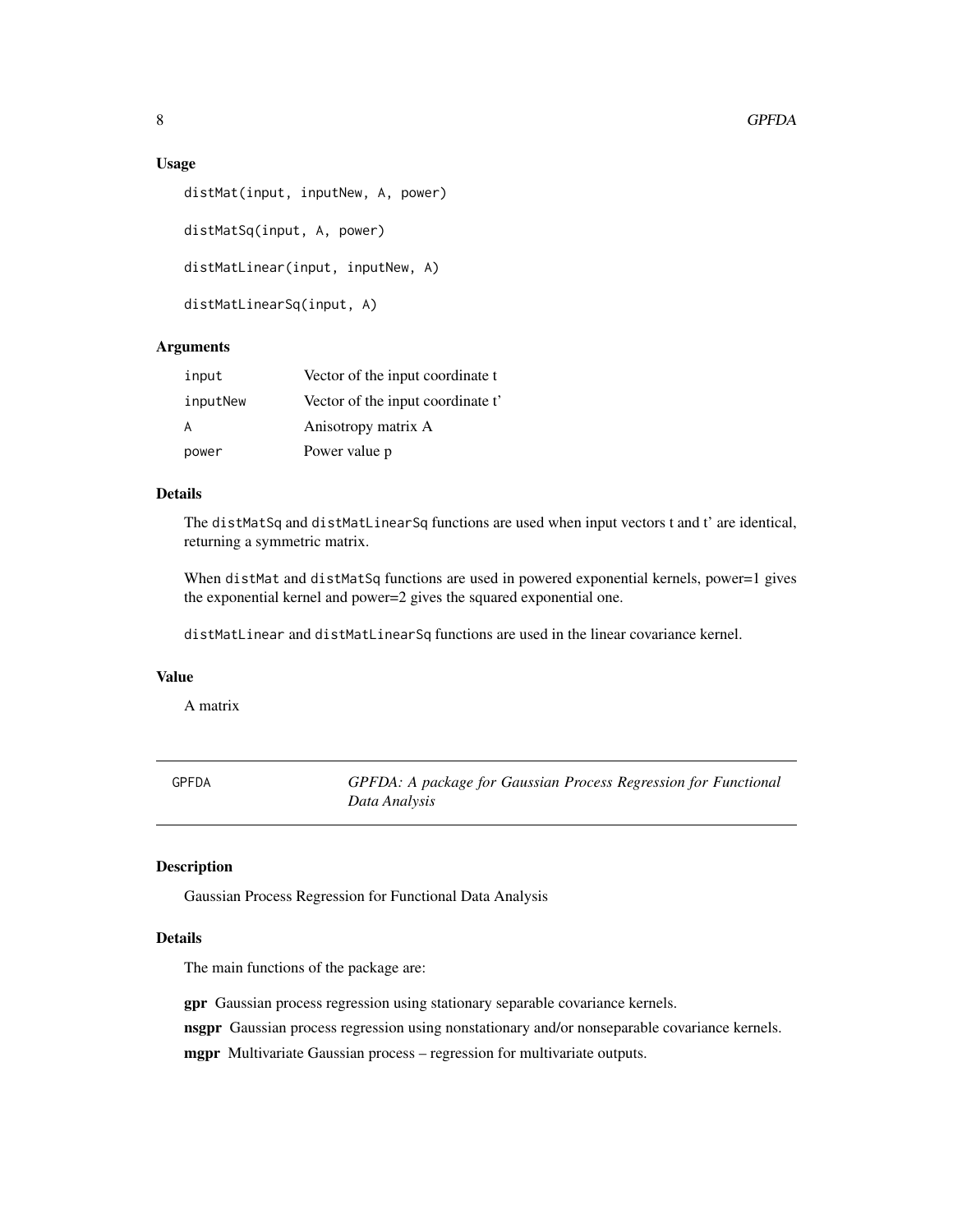### Usage

```
distMat(input, inputNew, A, power)

distMatSq(input, A, power)

distMatLinear(input, inputNew, A)

distMatLinearSq(input, A)
```

### Arguments

| | |
|---|---|
| `input` | Vector of the input coordinate t |
| `inputNew` | Vector of the input coordinate t' |
| `A` | Anisotropy matrix A |
| `power` | Power value p |

### Details

The `distMatSq` and `distMatLinearSq` functions are used when input vectors t and t' are identical, returning a symmetric matrix.

When `distMat` and `distMatSq` functions are used in powered exponential kernels, power=1 gives the exponential kernel and power=2 gives the squared exponential one.

`distMatLinear` and `distMatLinearSq` functions are used in the linear covariance kernel.

### Value

A matrix

---

## GPFDA — *GPFDA: A package for Gaussian Process Regression for Functional Data Analysis*

---

### Description

Gaussian Process Regression for Functional Data Analysis

### Details

The main functions of the package are:

**gpr** Gaussian process regression using stationary separable covariance kernels.

**nsgpr** Gaussian process regression using nonstationary and/or nonseparable covariance kernels.

**mgpr** Multivariate Gaussian process – regression for multivariate outputs.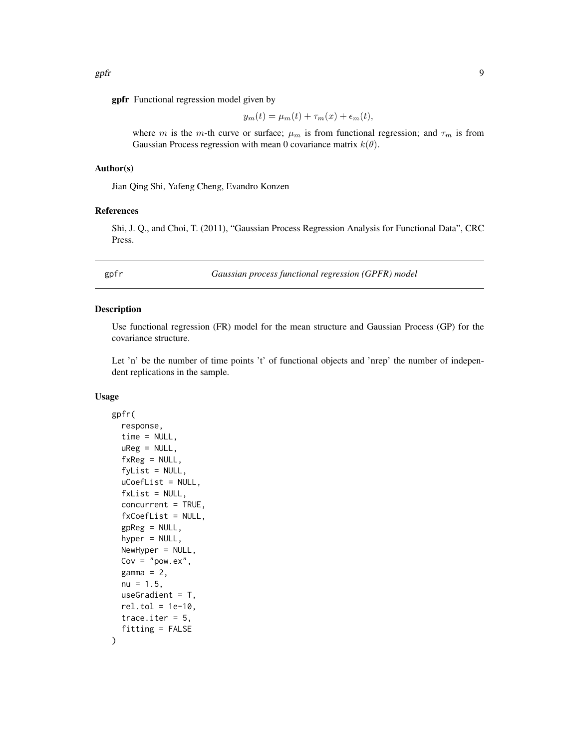**gpfr** Functional regression model given by

$$y_m(t) = \mu_m(t) + \tau_m(x) + \epsilon_m(t),$$

where $m$ is the $m$-th curve or surface; $\mu_m$ is from functional regression; and $\tau_m$ is from Gaussian Process regression with mean 0 covariance matrix $k(\theta)$.

### Author(s)

Jian Qing Shi, Yafeng Cheng, Evandro Konzen

### References

Shi, J. Q., and Choi, T. (2011), "Gaussian Process Regression Analysis for Functional Data", CRC Press.

---

## gpfr — *Gaussian process functional regression (GPFR) model*

---

### Description

Use functional regression (FR) model for the mean structure and Gaussian Process (GP) for the covariance structure.

Let 'n' be the number of time points 't' of functional objects and 'nrep' the number of independent replications in the sample.

### Usage

```
gpfr(
  response,
  time = NULL,
  uReg = NULL,
  fxReg = NULL,
  fyList = NULL,
  uCoefList = NULL,
  fxList = NULL,
  concurrent = TRUE,
  fxCoefList = NULL,
  gpReg = NULL,
  hyper = NULL,
  NewHyper = NULL,
  Cov = "pow.ex",
  gamma = 2,
  nu = 1.5,
  useGradient = T,
  rel.tol = 1e-10,
  trace.iter = 5,
  fitting = FALSE
)
```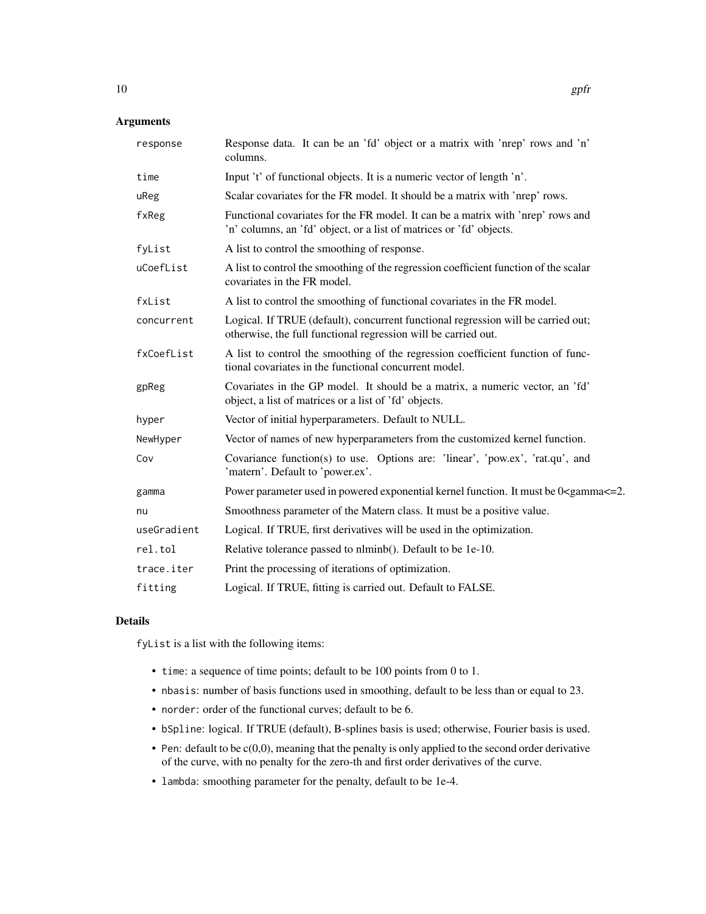## Arguments

| | |
|---|---|
| response | Response data. It can be an 'fd' object or a matrix with 'nrep' rows and 'n' columns. |
| time | Input 't' of functional objects. It is a numeric vector of length 'n'. |
| uReg | Scalar covariates for the FR model. It should be a matrix with 'nrep' rows. |
| fxReg | Functional covariates for the FR model. It can be a matrix with 'nrep' rows and 'n' columns, an 'fd' object, or a list of matrices or 'fd' objects. |
| fyList | A list to control the smoothing of response. |
| uCoefList | A list to control the smoothing of the regression coefficient function of the scalar covariates in the FR model. |
| fxList | A list to control the smoothing of functional covariates in the FR model. |
| concurrent | Logical. If TRUE (default), concurrent functional regression will be carried out; otherwise, the full functional regression will be carried out. |
| fxCoefList | A list to control the smoothing of the regression coefficient function of functional covariates in the functional concurrent model. |
| gpReg | Covariates in the GP model. It should be a matrix, a numeric vector, an 'fd' object, a list of matrices or a list of 'fd' objects. |
| hyper | Vector of initial hyperparameters. Default to NULL. |
| NewHyper | Vector of names of new hyperparameters from the customized kernel function. |
| Cov | Covariance function(s) to use. Options are: 'linear', 'pow.ex', 'rat.qu', and 'matern'. Default to 'power.ex'. |
| gamma | Power parameter used in powered exponential kernel function. It must be 0<gamma<=2. |
| nu | Smoothness parameter of the Matern class. It must be a positive value. |
| useGradient | Logical. If TRUE, first derivatives will be used in the optimization. |
| rel.tol | Relative tolerance passed to nlminb(). Default to be 1e-10. |
| trace.iter | Print the processing of iterations of optimization. |
| fitting | Logical. If TRUE, fitting is carried out. Default to FALSE. |

## Details

fyList is a list with the following items:

- time: a sequence of time points; default to be 100 points from 0 to 1.
- nbasis: number of basis functions used in smoothing, default to be less than or equal to 23.
- norder: order of the functional curves; default to be 6.
- bSpline: logical. If TRUE (default), B-splines basis is used; otherwise, Fourier basis is used.
- Pen: default to be c(0,0), meaning that the penalty is only applied to the second order derivative of the curve, with no penalty for the zero-th and first order derivatives of the curve.
- lambda: smoothing parameter for the penalty, default to be 1e-4.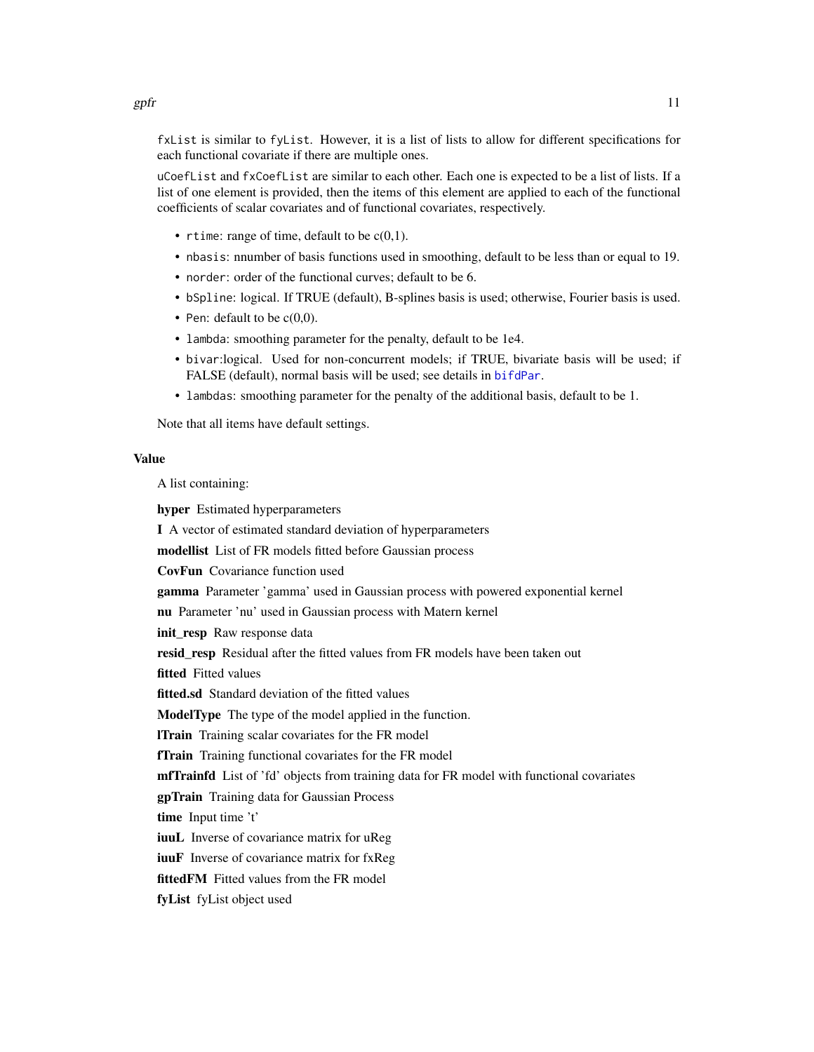fxList is similar to fyList. However, it is a list of lists to allow for different specifications for each functional covariate if there are multiple ones.

uCoefList and fxCoefList are similar to each other. Each one is expected to be a list of lists. If a list of one element is provided, then the items of this element are applied to each of the functional coefficients of scalar covariates and of functional covariates, respectively.

- rtime: range of time, default to be c(0,1).
- nbasis: nnumber of basis functions used in smoothing, default to be less than or equal to 19.
- norder: order of the functional curves; default to be 6.
- bSpline: logical. If TRUE (default), B-splines basis is used; otherwise, Fourier basis is used.
- Pen: default to be c(0,0).
- lambda: smoothing parameter for the penalty, default to be 1e4.
- bivar:logical. Used for non-concurrent models; if TRUE, bivariate basis will be used; if FALSE (default), normal basis will be used; see details in bifdPar.
- lambdas: smoothing parameter for the penalty of the additional basis, default to be 1.

Note that all items have default settings.

## Value

A list containing:

**hyper** Estimated hyperparameters

**I** A vector of estimated standard deviation of hyperparameters

**modellist** List of FR models fitted before Gaussian process

**CovFun** Covariance function used

**gamma** Parameter 'gamma' used in Gaussian process with powered exponential kernel

**nu** Parameter 'nu' used in Gaussian process with Matern kernel

**init_resp** Raw response data

**resid_resp** Residual after the fitted values from FR models have been taken out

**fitted** Fitted values

**fitted.sd** Standard deviation of the fitted values

**ModelType** The type of the model applied in the function.

**lTrain** Training scalar covariates for the FR model

**fTrain** Training functional covariates for the FR model

**mfTrainfd** List of 'fd' objects from training data for FR model with functional covariates

**gpTrain** Training data for Gaussian Process

**time** Input time 't'

**iuuL** Inverse of covariance matrix for uReg

**iuuF** Inverse of covariance matrix for fxReg

**fittedFM** Fitted values from the FR model

**fyList** fyList object used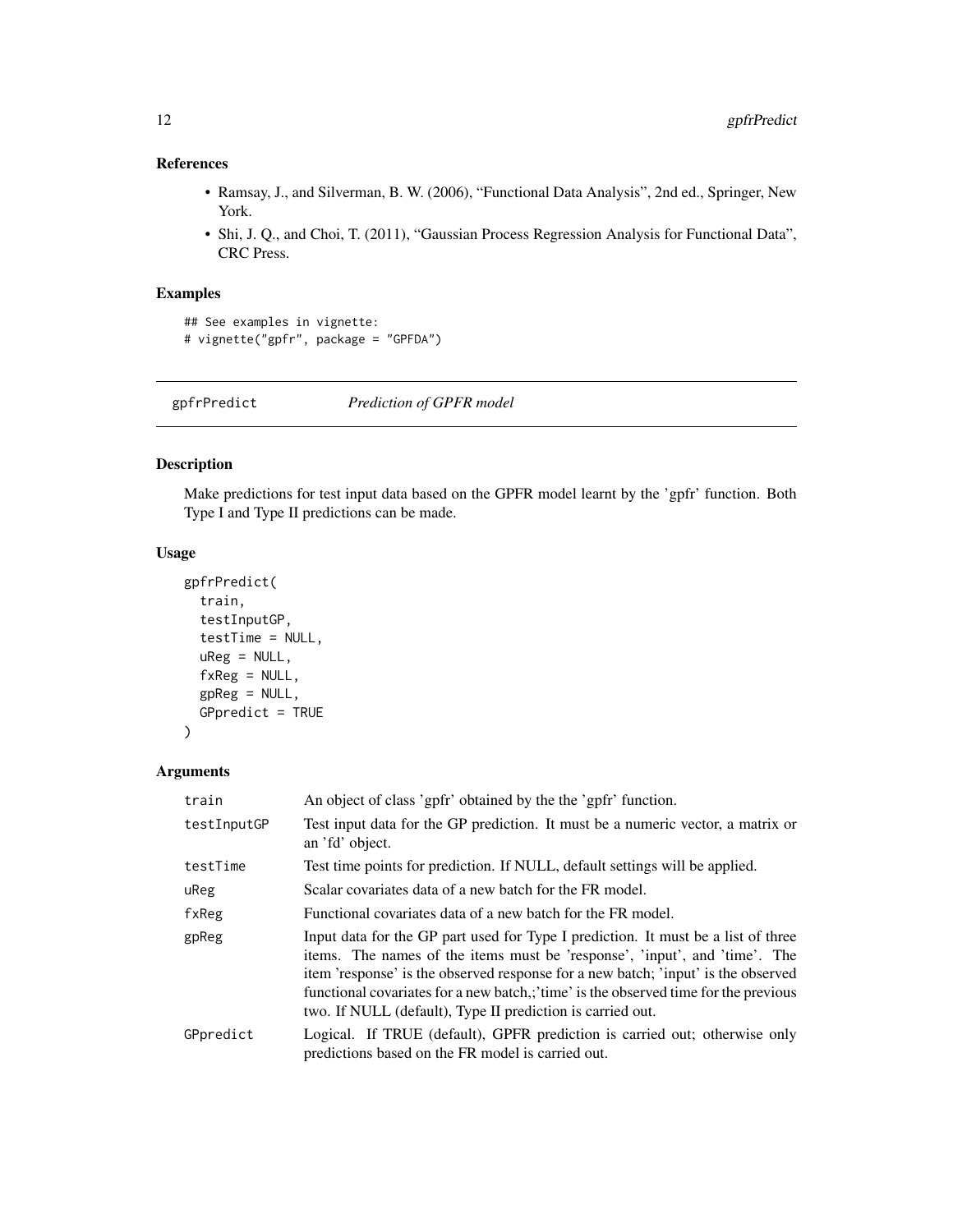## References

- Ramsay, J., and Silverman, B. W. (2006), “Functional Data Analysis”, 2nd ed., Springer, New York.
- Shi, J. Q., and Choi, T. (2011), “Gaussian Process Regression Analysis for Functional Data”, CRC Press.

## Examples

```
## See examples in vignette:
# vignette("gpfr", package = "GPFDA")
```

---

# gpfrPredict    *Prediction of GPFR model*

## Description

Make predictions for test input data based on the GPFR model learnt by the 'gpfr' function. Both Type I and Type II predictions can be made.

## Usage

```
gpfrPredict(
  train,
  testInputGP,
  testTime = NULL,
  uReg = NULL,
  fxReg = NULL,
  gpReg = NULL,
  GPpredict = TRUE
)
```

## Arguments

| | |
|---|---|
| train | An object of class 'gpfr' obtained by the the 'gpfr' function. |
| testInputGP | Test input data for the GP prediction. It must be a numeric vector, a matrix or an 'fd' object. |
| testTime | Test time points for prediction. If NULL, default settings will be applied. |
| uReg | Scalar covariates data of a new batch for the FR model. |
| fxReg | Functional covariates data of a new batch for the FR model. |
| gpReg | Input data for the GP part used for Type I prediction. It must be a list of three items. The names of the items must be 'response', 'input', and 'time'. The item 'response' is the observed response for a new batch; 'input' is the observed functional covariates for a new batch,;'time' is the observed time for the previous two. If NULL (default), Type II prediction is carried out. |
| GPpredict | Logical. If TRUE (default), GPFR prediction is carried out; otherwise only predictions based on the FR model is carried out. |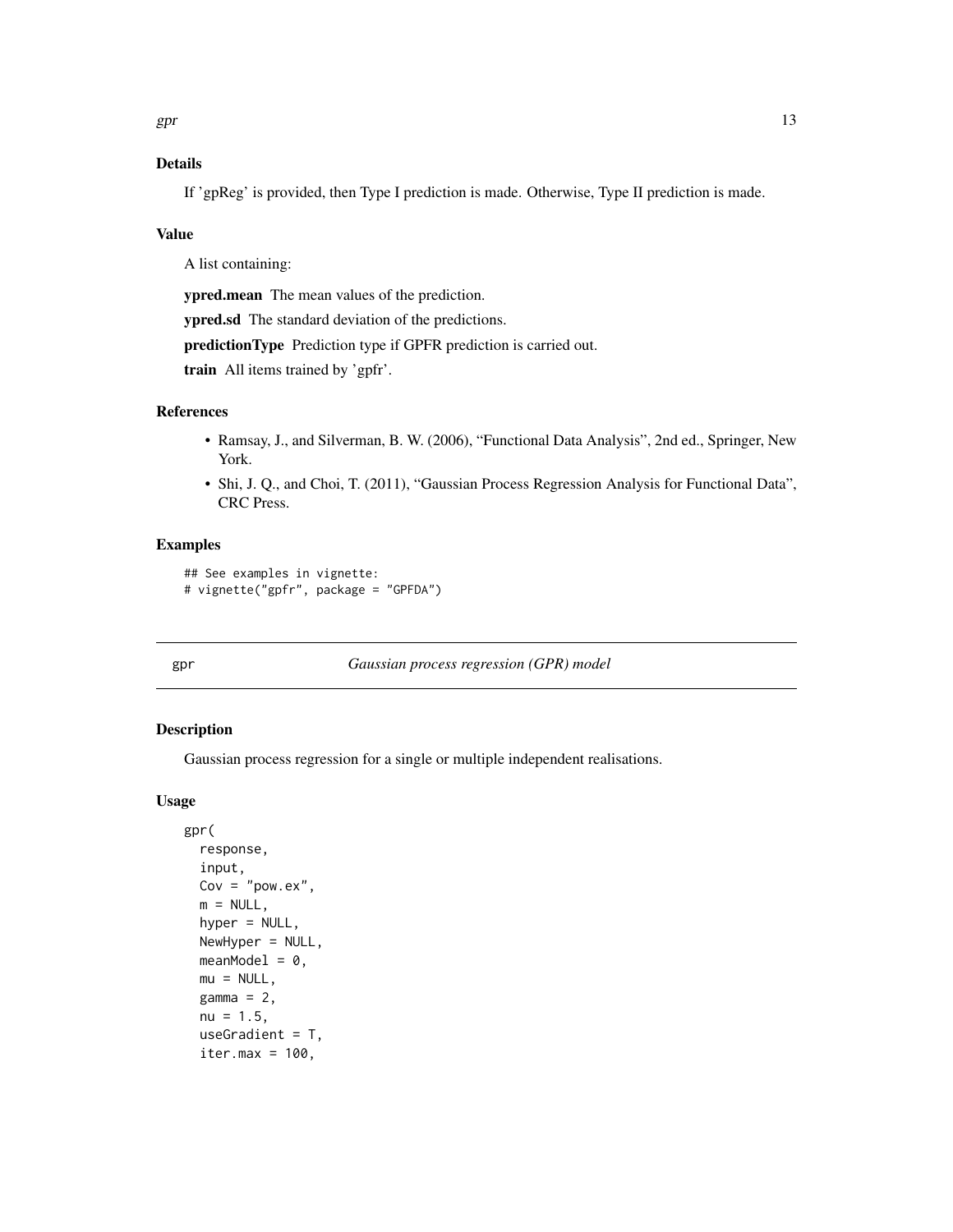## Details

If 'gpReg' is provided, then Type I prediction is made. Otherwise, Type II prediction is made.

## Value

A list containing:

**ypred.mean** The mean values of the prediction.

**ypred.sd** The standard deviation of the predictions.

**predictionType** Prediction type if GPFR prediction is carried out.

**train** All items trained by 'gpfr'.

## References

- Ramsay, J., and Silverman, B. W. (2006), "Functional Data Analysis", 2nd ed., Springer, New York.
- Shi, J. Q., and Choi, T. (2011), "Gaussian Process Regression Analysis for Functional Data", CRC Press.

## Examples

```
## See examples in vignette:
# vignette("gpfr", package = "GPFDA")
```

---

# gpr — *Gaussian process regression (GPR) model*

## Description

Gaussian process regression for a single or multiple independent realisations.

## Usage

```
gpr(
  response,
  input,
  Cov = "pow.ex",
  m = NULL,
  hyper = NULL,
  NewHyper = NULL,
  meanModel = 0,
  mu = NULL,
  gamma = 2,
  nu = 1.5,
  useGradient = T,
  iter.max = 100,
```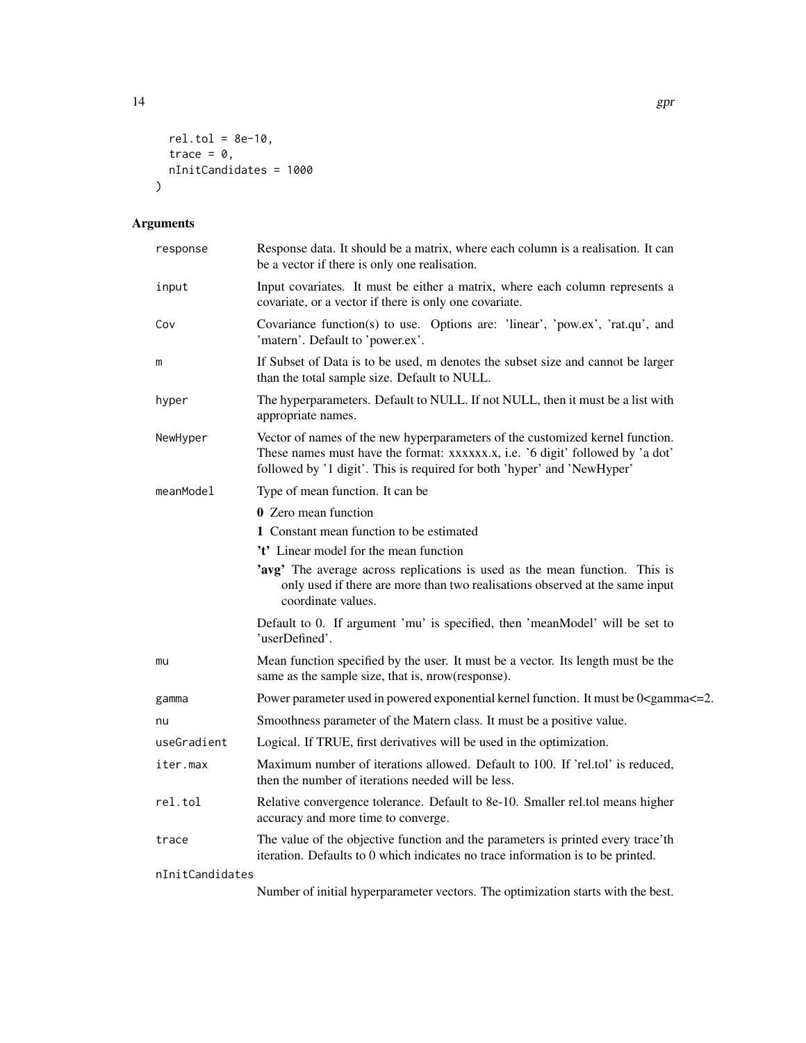```
  rel.tol = 8e-10,
  trace = 0,
  nInitCandidates = 1000
)
```

## Arguments

| Argument | Description |
|---|---|
| `response` | Response data. It should be a matrix, where each column is a realisation. It can be a vector if there is only one realisation. |
| `input` | Input covariates. It must be either a matrix, where each column represents a covariate, or a vector if there is only one covariate. |
| `Cov` | Covariance function(s) to use. Options are: 'linear', 'pow.ex', 'rat.qu', and 'matern'. Default to 'power.ex'. |
| `m` | If Subset of Data is to be used, m denotes the subset size and cannot be larger than the total sample size. Default to NULL. |
| `hyper` | The hyperparameters. Default to NULL. If not NULL, then it must be a list with appropriate names. |
| `NewHyper` | Vector of names of the new hyperparameters of the customized kernel function. These names must have the format: xxxxxx.x, i.e. '6 digit' followed by 'a dot' followed by '1 digit'. This is required for both 'hyper' and 'NewHyper' |
| `meanModel` | Type of mean function. It can be<br>**0** Zero mean function<br>**1** Constant mean function to be estimated<br>**'t'** Linear model for the mean function<br>**'avg'** The average across replications is used as the mean function. This is only used if there are more than two realisations observed at the same input coordinate values.<br>Default to 0. If argument 'mu' is specified, then 'meanModel' will be set to 'userDefined'. |
| `mu` | Mean function specified by the user. It must be a vector. Its length must be the same as the sample size, that is, nrow(response). |
| `gamma` | Power parameter used in powered exponential kernel function. It must be 0<gamma<=2. |
| `nu` | Smoothness parameter of the Matern class. It must be a positive value. |
| `useGradient` | Logical. If TRUE, first derivatives will be used in the optimization. |
| `iter.max` | Maximum number of iterations allowed. Default to 100. If 'rel.tol' is reduced, then the number of iterations needed will be less. |
| `rel.tol` | Relative convergence tolerance. Default to 8e-10. Smaller rel.tol means higher accuracy and more time to converge. |
| `trace` | The value of the objective function and the parameters is printed every trace'th iteration. Defaults to 0 which indicates no trace information is to be printed. |
| `nInitCandidates` | Number of initial hyperparameter vectors. The optimization starts with the best. |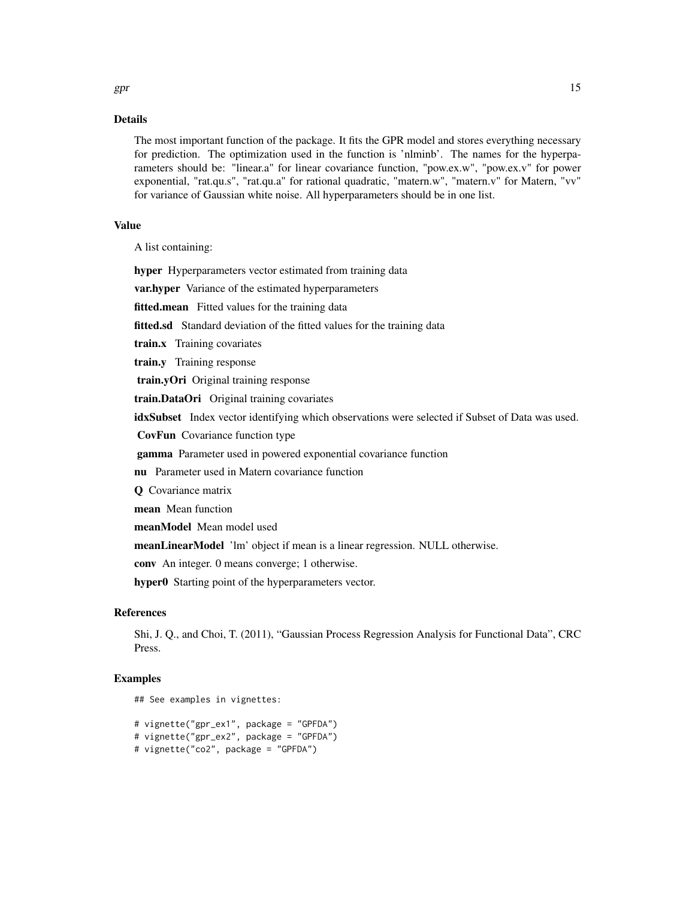## Details

The most important function of the package. It fits the GPR model and stores everything necessary for prediction. The optimization used in the function is 'nlminb'. The names for the hyperparameters should be: "linear.a" for linear covariance function, "pow.ex.w", "pow.ex.v" for power exponential, "rat.qu.s", "rat.qu.a" for rational quadratic, "matern.w", "matern.v" for Matern, "vv" for variance of Gaussian white noise. All hyperparameters should be in one list.

## Value

A list containing:

**hyper** Hyperparameters vector estimated from training data

**var.hyper** Variance of the estimated hyperparameters

**fitted.mean** Fitted values for the training data

**fitted.sd** Standard deviation of the fitted values for the training data

**train.x** Training covariates

**train.y** Training response

**train.yOri** Original training response

**train.DataOri** Original training covariates

**idxSubset** Index vector identifying which observations were selected if Subset of Data was used.

**CovFun** Covariance function type

**gamma** Parameter used in powered exponential covariance function

**nu** Parameter used in Matern covariance function

**Q** Covariance matrix

**mean** Mean function

**meanModel** Mean model used

**meanLinearModel** 'lm' object if mean is a linear regression. NULL otherwise.

**conv** An integer. 0 means converge; 1 otherwise.

**hyper0** Starting point of the hyperparameters vector.

## References

Shi, J. Q., and Choi, T. (2011), "Gaussian Process Regression Analysis for Functional Data", CRC Press.

## Examples

```
## See examples in vignettes:

# vignette("gpr_ex1", package = "GPFDA")
# vignette("gpr_ex2", package = "GPFDA")
# vignette("co2", package = "GPFDA")
```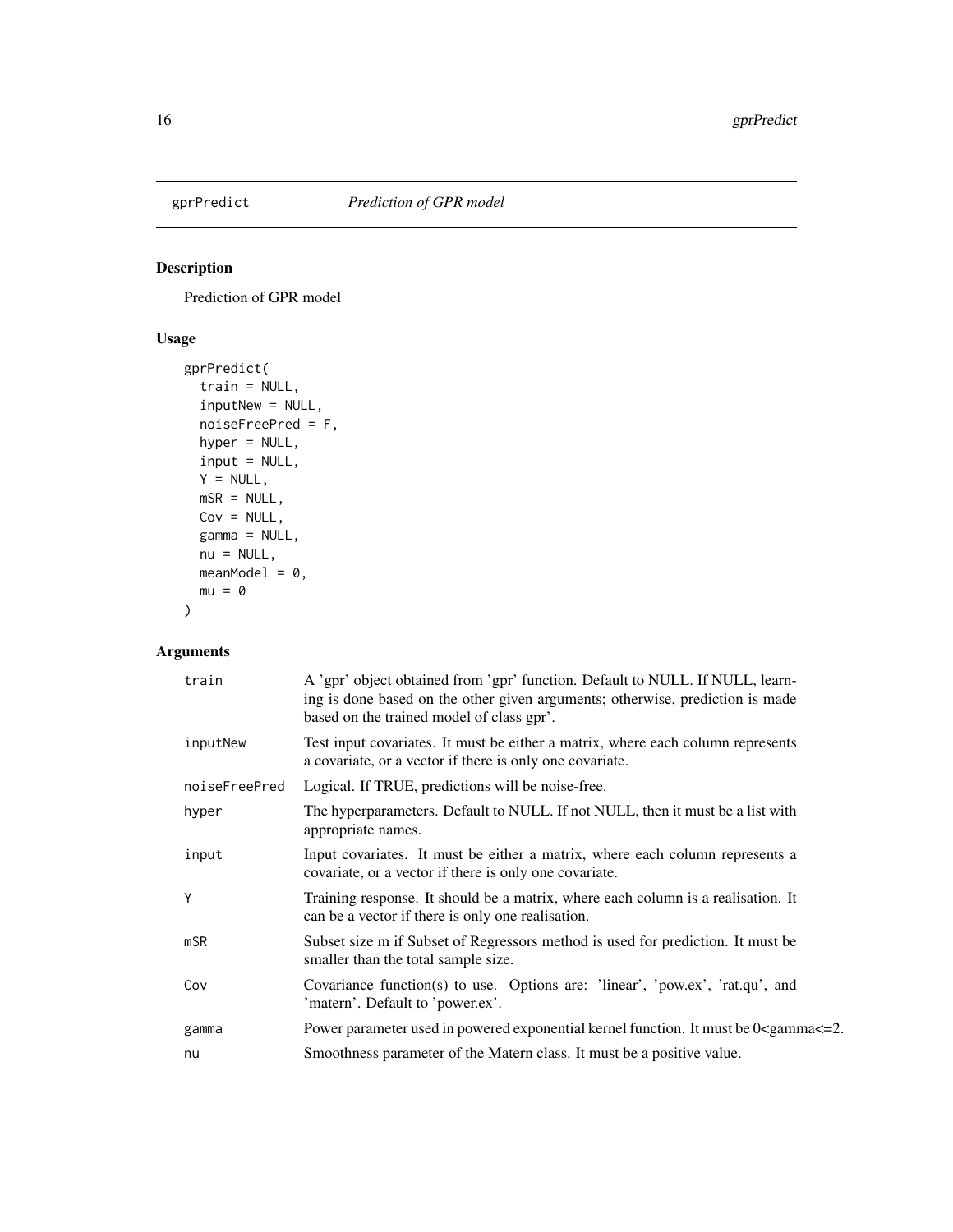gprPredict *Prediction of GPR model*

## Description

Prediction of GPR model

## Usage

```
gprPredict(
  train = NULL,
  inputNew = NULL,
  noiseFreePred = F,
  hyper = NULL,
  input = NULL,
  Y = NULL,
  mSR = NULL,
  Cov = NULL,
  gamma = NULL,
  nu = NULL,
  meanModel = 0,
  mu = 0
)
```

## Arguments

| | |
|---|---|
| train | A 'gpr' object obtained from 'gpr' function. Default to NULL. If NULL, learning is done based on the other given arguments; otherwise, prediction is made based on the trained model of class gpr'. |
| inputNew | Test input covariates. It must be either a matrix, where each column represents a covariate, or a vector if there is only one covariate. |
| noiseFreePred | Logical. If TRUE, predictions will be noise-free. |
| hyper | The hyperparameters. Default to NULL. If not NULL, then it must be a list with appropriate names. |
| input | Input covariates. It must be either a matrix, where each column represents a covariate, or a vector if there is only one covariate. |
| Y | Training response. It should be a matrix, where each column is a realisation. It can be a vector if there is only one realisation. |
| mSR | Subset size m if Subset of Regressors method is used for prediction. It must be smaller than the total sample size. |
| Cov | Covariance function(s) to use. Options are: 'linear', 'pow.ex', 'rat.qu', and 'matern'. Default to 'power.ex'. |
| gamma | Power parameter used in powered exponential kernel function. It must be 0<gamma<=2. |
| nu | Smoothness parameter of the Matern class. It must be a positive value. |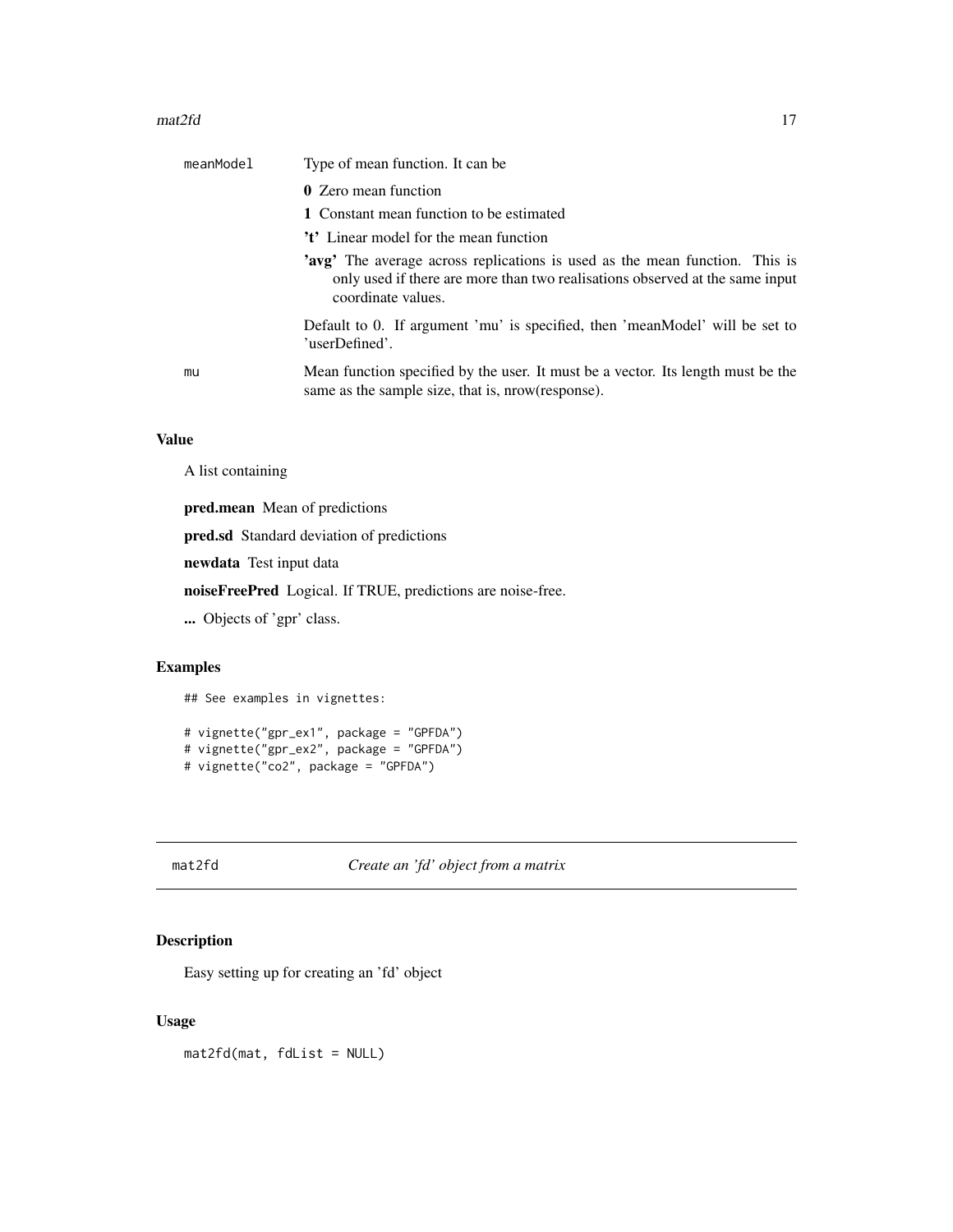| | |
|---|---|
| meanModel | Type of mean function. It can be<br>**0** Zero mean function<br>**1** Constant mean function to be estimated<br>**'t'** Linear model for the mean function<br>**'avg'** The average across replications is used as the mean function. This is only used if there are more than two realisations observed at the same input coordinate values.<br><br>Default to 0. If argument 'mu' is specified, then 'meanModel' will be set to 'userDefined'. |
| mu | Mean function specified by the user. It must be a vector. Its length must be the same as the sample size, that is, nrow(response). |

### Value

A list containing

**pred.mean** Mean of predictions

**pred.sd** Standard deviation of predictions

**newdata** Test input data

**noiseFreePred** Logical. If TRUE, predictions are noise-free.

**...** Objects of 'gpr' class.

### Examples

```
## See examples in vignettes:

# vignette("gpr_ex1", package = "GPFDA")
# vignette("gpr_ex2", package = "GPFDA")
# vignette("co2", package = "GPFDA")
```

---

## mat2fd — *Create an 'fd' object from a matrix*

### Description

Easy setting up for creating an 'fd' object

### Usage

```
mat2fd(mat, fdList = NULL)
```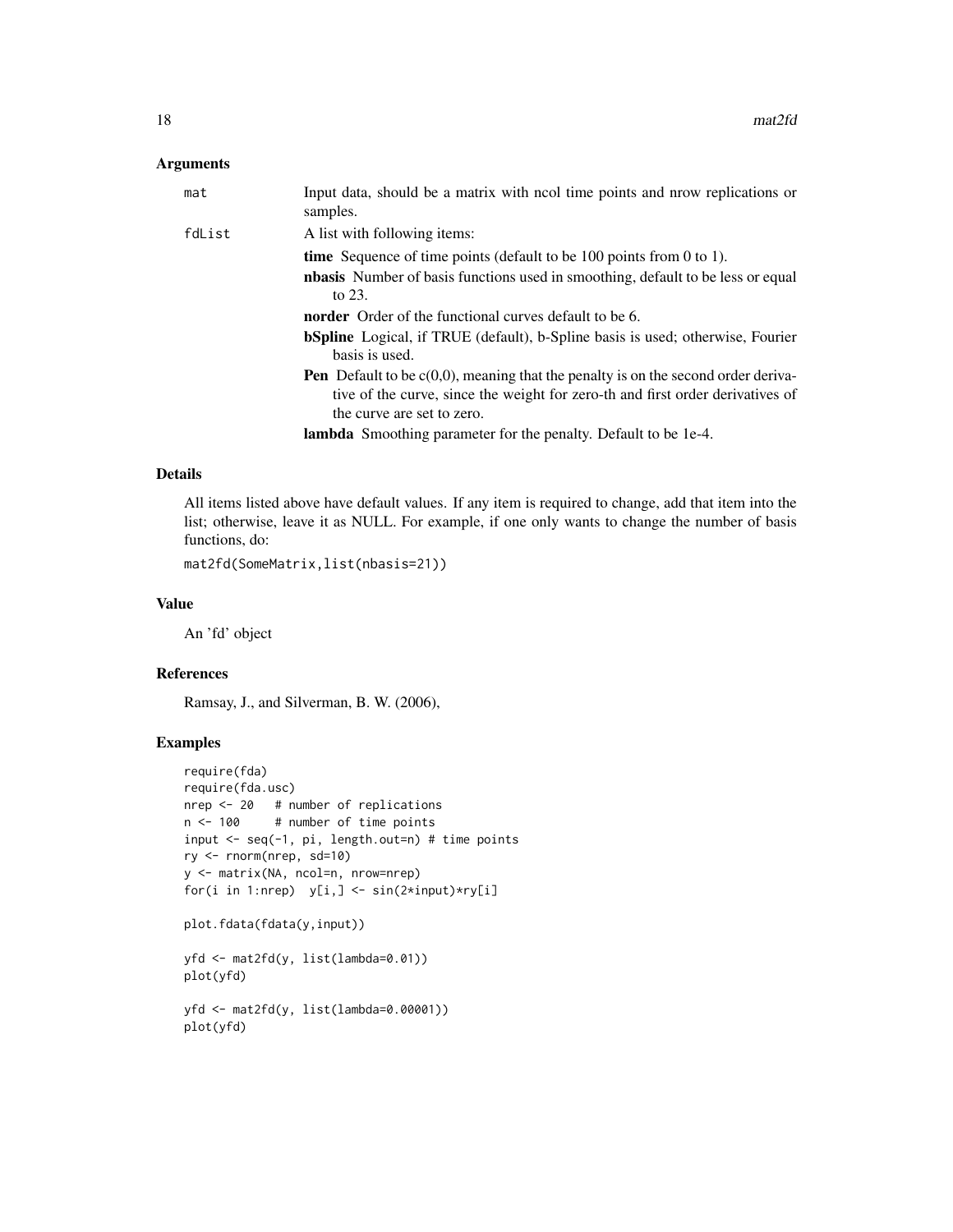## Arguments

mat Input data, should be a matrix with ncol time points and nrow replications or samples.

fdList A list with following items:

- **time** Sequence of time points (default to be 100 points from 0 to 1).
- **nbasis** Number of basis functions used in smoothing, default to be less or equal to 23.
- **norder** Order of the functional curves default to be 6.
- **bSpline** Logical, if TRUE (default), b-Spline basis is used; otherwise, Fourier basis is used.
- **Pen** Default to be c(0,0), meaning that the penalty is on the second order derivative of the curve, since the weight for zero-th and first order derivatives of the curve are set to zero.
- **lambda** Smoothing parameter for the penalty. Default to be 1e-4.

## Details

All items listed above have default values. If any item is required to change, add that item into the list; otherwise, leave it as NULL. For example, if one only wants to change the number of basis functions, do:

```
mat2fd(SomeMatrix,list(nbasis=21))
```

## Value

An 'fd' object

## References

Ramsay, J., and Silverman, B. W. (2006),

## Examples

```
require(fda)
require(fda.usc)
nrep <- 20   # number of replications
n <- 100     # number of time points
input <- seq(-1, pi, length.out=n) # time points
ry <- rnorm(nrep, sd=10)
y <- matrix(NA, ncol=n, nrow=nrep)
for(i in 1:nrep)  y[i,] <- sin(2*input)*ry[i]

plot.fdata(fdata(y,input))

yfd <- mat2fd(y, list(lambda=0.01))
plot(yfd)

yfd <- mat2fd(y, list(lambda=0.00001))
plot(yfd)
```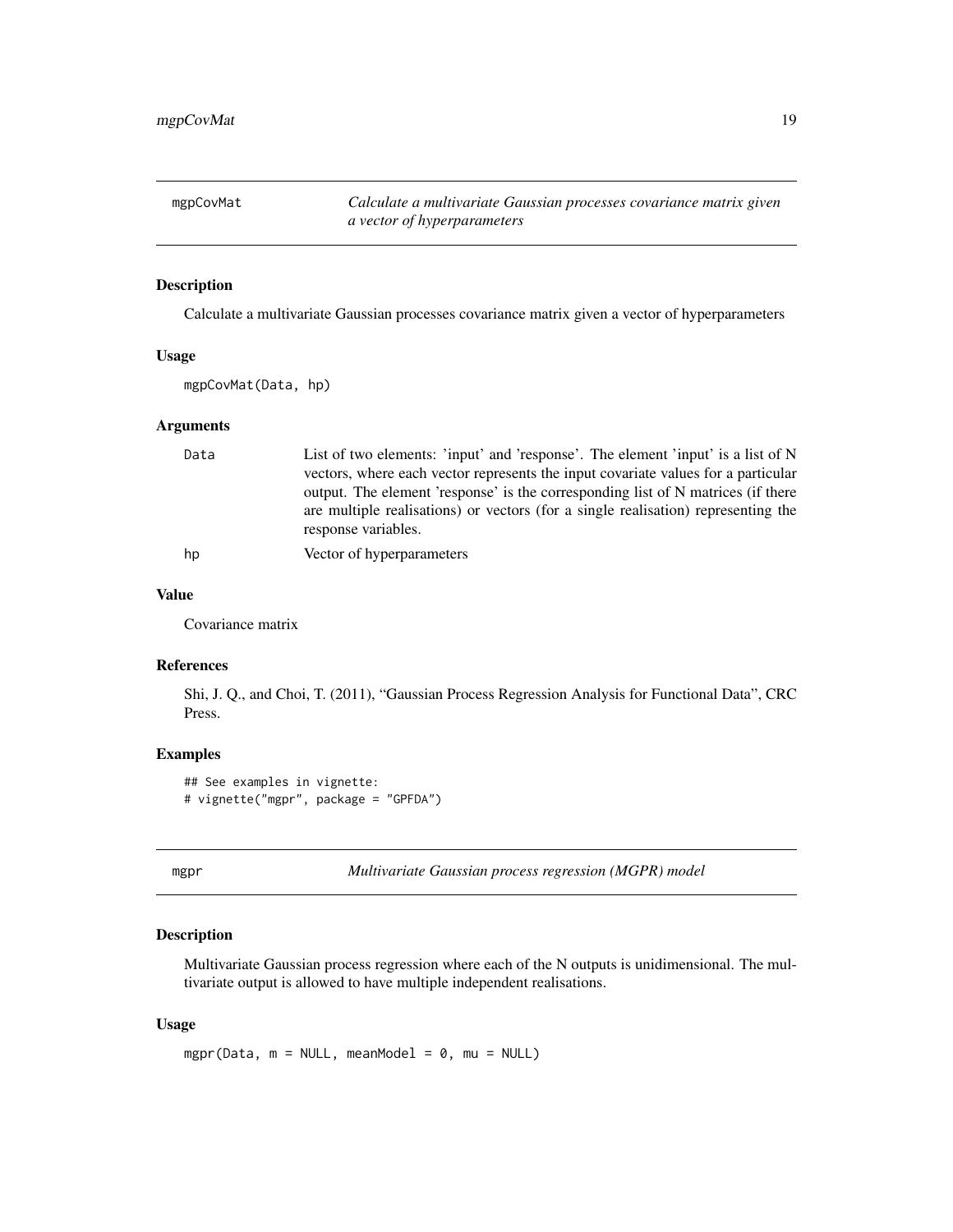## mgpCovMat — *Calculate a multivariate Gaussian processes covariance matrix given a vector of hyperparameters*

### Description

Calculate a multivariate Gaussian processes covariance matrix given a vector of hyperparameters

### Usage

```
mgpCovMat(Data, hp)
```

### Arguments

| | |
|---|---|
| `Data` | List of two elements: 'input' and 'response'. The element 'input' is a list of N vectors, where each vector represents the input covariate values for a particular output. The element 'response' is the corresponding list of N matrices (if there are multiple realisations) or vectors (for a single realisation) representing the response variables. |
| `hp` | Vector of hyperparameters |

### Value

Covariance matrix

### References

Shi, J. Q., and Choi, T. (2011), "Gaussian Process Regression Analysis for Functional Data", CRC Press.

### Examples

```
## See examples in vignette:
# vignette("mgpr", package = "GPFDA")
```

## mgpr — *Multivariate Gaussian process regression (MGPR) model*

### Description

Multivariate Gaussian process regression where each of the N outputs is unidimensional. The multivariate output is allowed to have multiple independent realisations.

### Usage

```
mgpr(Data, m = NULL, meanModel = 0, mu = NULL)
```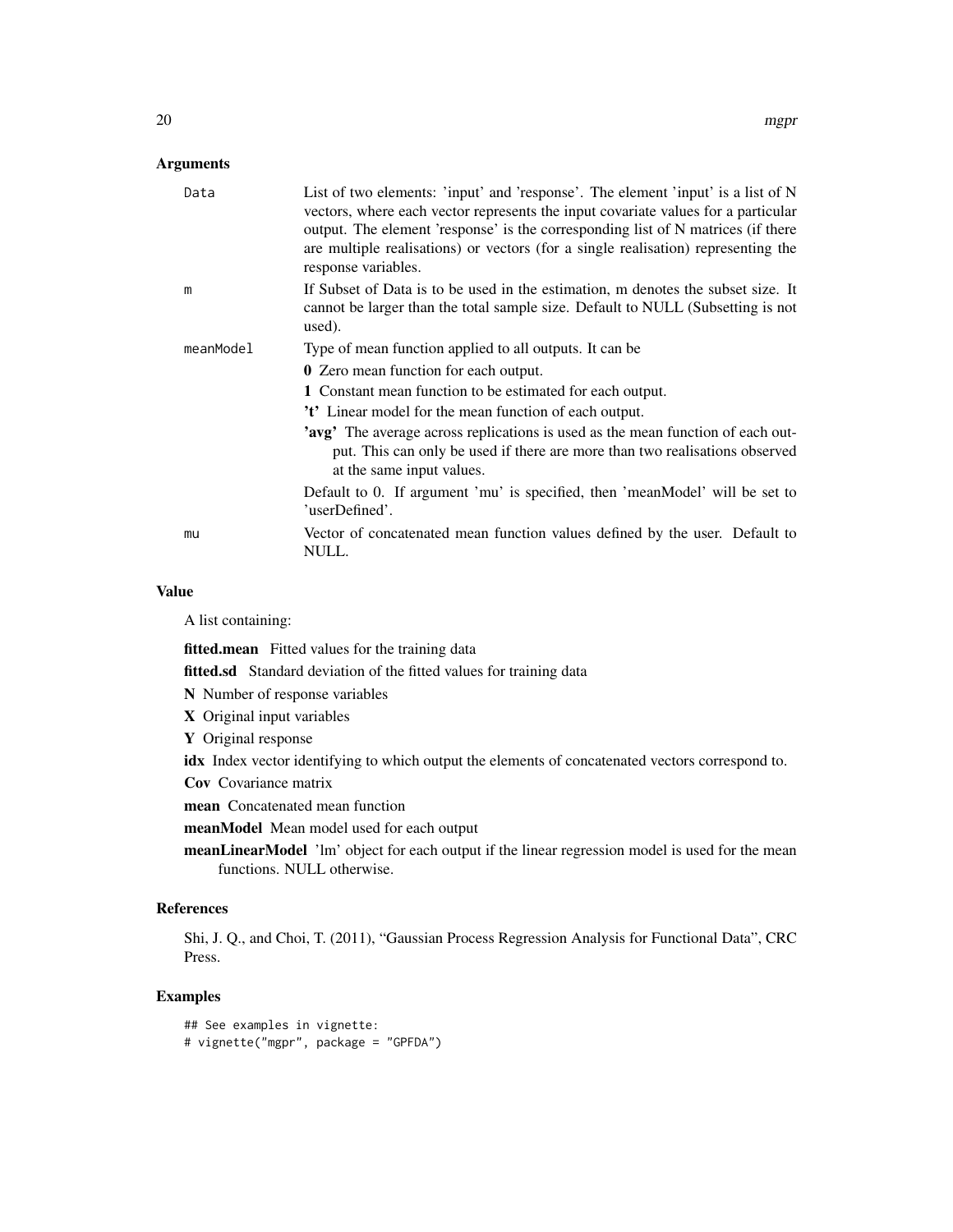### Arguments

| | |
|---|---|
| `Data` | List of two elements: 'input' and 'response'. The element 'input' is a list of N vectors, where each vector represents the input covariate values for a particular output. The element 'response' is the corresponding list of N matrices (if there are multiple realisations) or vectors (for a single realisation) representing the response variables. |
| `m` | If Subset of Data is to be used in the estimation, m denotes the subset size. It cannot be larger than the total sample size. Default to NULL (Subsetting is not used). |
| `meanModel` | Type of mean function applied to all outputs. It can be<br>**0** Zero mean function for each output.<br>**1** Constant mean function to be estimated for each output.<br>**'t'** Linear model for the mean function of each output.<br>**'avg'** The average across replications is used as the mean function of each output. This can only be used if there are more than two realisations observed at the same input values.<br>Default to 0. If argument 'mu' is specified, then 'meanModel' will be set to 'userDefined'. |
| `mu` | Vector of concatenated mean function values defined by the user. Default to NULL. |

### Value

A list containing:

**fitted.mean** Fitted values for the training data

**fitted.sd** Standard deviation of the fitted values for training data

**N** Number of response variables

**X** Original input variables

**Y** Original response

**idx** Index vector identifying to which output the elements of concatenated vectors correspond to.

**Cov** Covariance matrix

**mean** Concatenated mean function

**meanModel** Mean model used for each output

**meanLinearModel** 'lm' object for each output if the linear regression model is used for the mean functions. NULL otherwise.

### References

Shi, J. Q., and Choi, T. (2011), "Gaussian Process Regression Analysis for Functional Data", CRC Press.

### Examples

```
## See examples in vignette:
# vignette("mgpr", package = "GPFDA")
```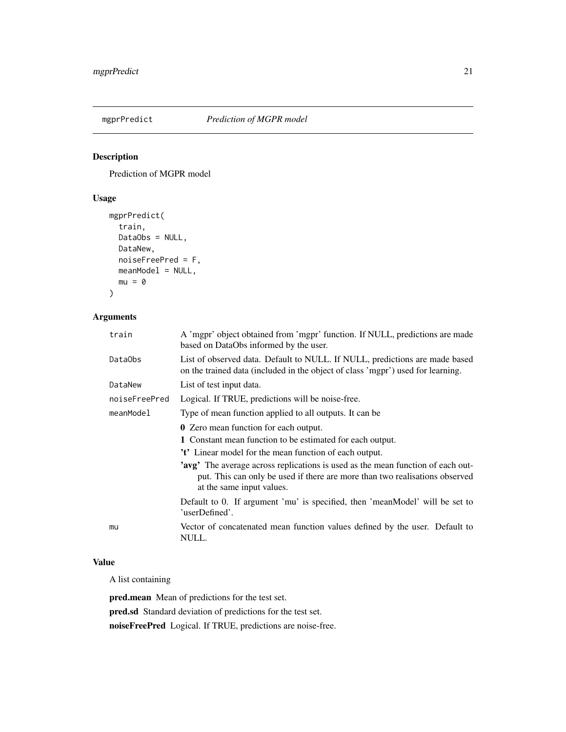## mgprPredict *Prediction of MGPR model*

### Description

Prediction of MGPR model

### Usage

```
mgprPredict(
  train,
  DataObs = NULL,
  DataNew,
  noiseFreePred = F,
  meanModel = NULL,
  mu = 0
)
```

### Arguments

| Argument | Description |
| --- | --- |
| `train` | A 'mgpr' object obtained from 'mgpr' function. If NULL, predictions are made based on DataObs informed by the user. |
| `DataObs` | List of observed data. Default to NULL. If NULL, predictions are made based on the trained data (included in the object of class 'mgpr') used for learning. |
| `DataNew` | List of test input data. |
| `noiseFreePred` | Logical. If TRUE, predictions will be noise-free. |
| `meanModel` | Type of mean function applied to all outputs. It can be<br>**0** Zero mean function for each output.<br>**1** Constant mean function to be estimated for each output.<br>**'t'** Linear model for the mean function of each output.<br>**'avg'** The average across replications is used as the mean function of each output. This can only be used if there are more than two realisations observed at the same input values.<br>Default to 0. If argument 'mu' is specified, then 'meanModel' will be set to 'userDefined'. |
| `mu` | Vector of concatenated mean function values defined by the user. Default to NULL. |

### Value

A list containing

**pred.mean** Mean of predictions for the test set.

**pred.sd** Standard deviation of predictions for the test set.

**noiseFreePred** Logical. If TRUE, predictions are noise-free.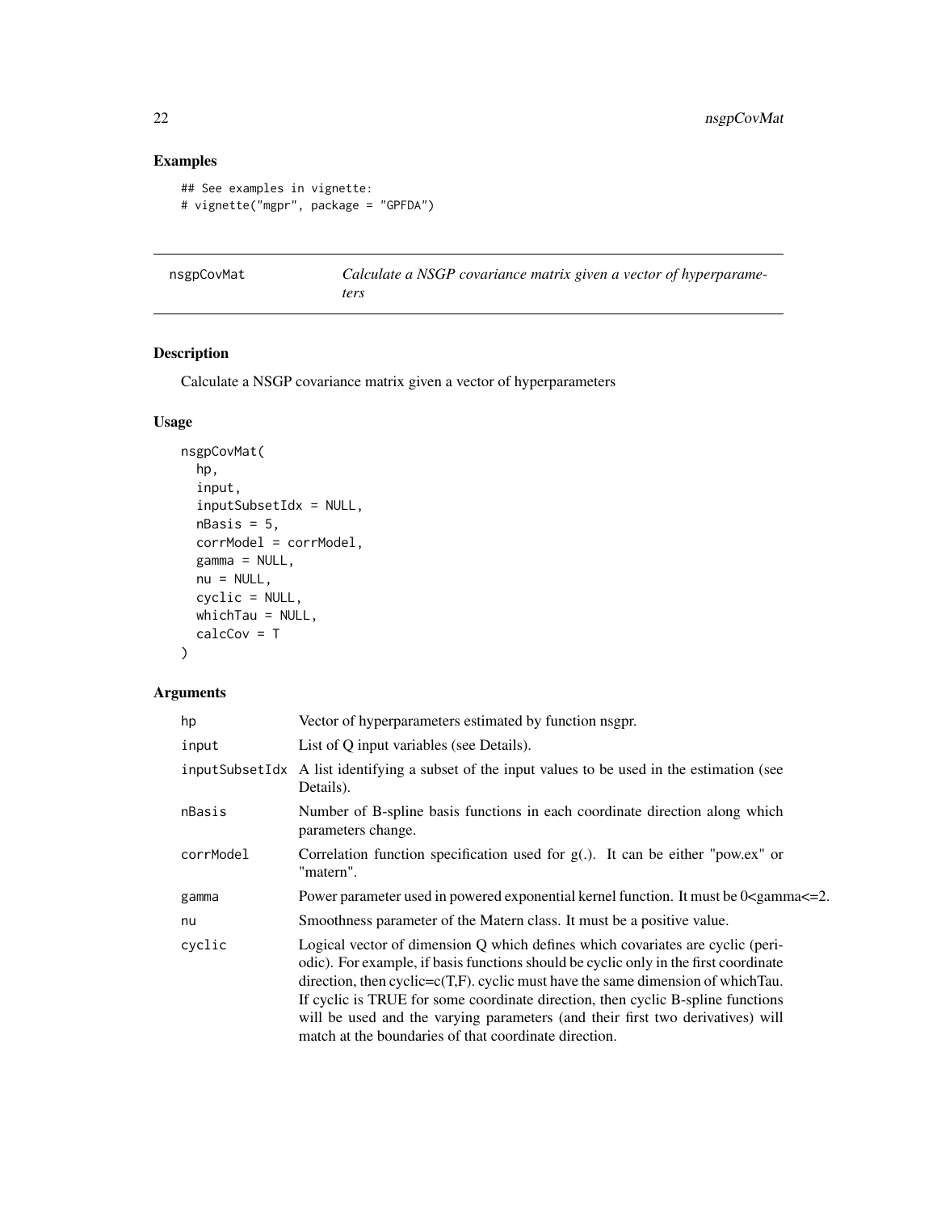## Examples

```
## See examples in vignette:
# vignette("mgpr", package = "GPFDA")
```

---

`nsgpCovMat` — *Calculate a NSGP covariance matrix given a vector of hyperparameters*

---

## Description

Calculate a NSGP covariance matrix given a vector of hyperparameters

## Usage

```
nsgpCovMat(
  hp,
  input,
  inputSubsetIdx = NULL,
  nBasis = 5,
  corrModel = corrModel,
  gamma = NULL,
  nu = NULL,
  cyclic = NULL,
  whichTau = NULL,
  calcCov = T
)
```

## Arguments

| | |
|---|---|
| `hp` | Vector of hyperparameters estimated by function nsgpr. |
| `input` | List of Q input variables (see Details). |
| `inputSubsetIdx` | A list identifying a subset of the input values to be used in the estimation (see Details). |
| `nBasis` | Number of B-spline basis functions in each coordinate direction along which parameters change. |
| `corrModel` | Correlation function specification used for g(.). It can be either "pow.ex" or "matern". |
| `gamma` | Power parameter used in powered exponential kernel function. It must be 0<gamma<=2. |
| `nu` | Smoothness parameter of the Matern class. It must be a positive value. |
| `cyclic` | Logical vector of dimension Q which defines which covariates are cyclic (periodic). For example, if basis functions should be cyclic only in the first coordinate direction, then cyclic=c(T,F). cyclic must have the same dimension of whichTau. If cyclic is TRUE for some coordinate direction, then cyclic B-spline functions will be used and the varying parameters (and their first two derivatives) will match at the boundaries of that coordinate direction. |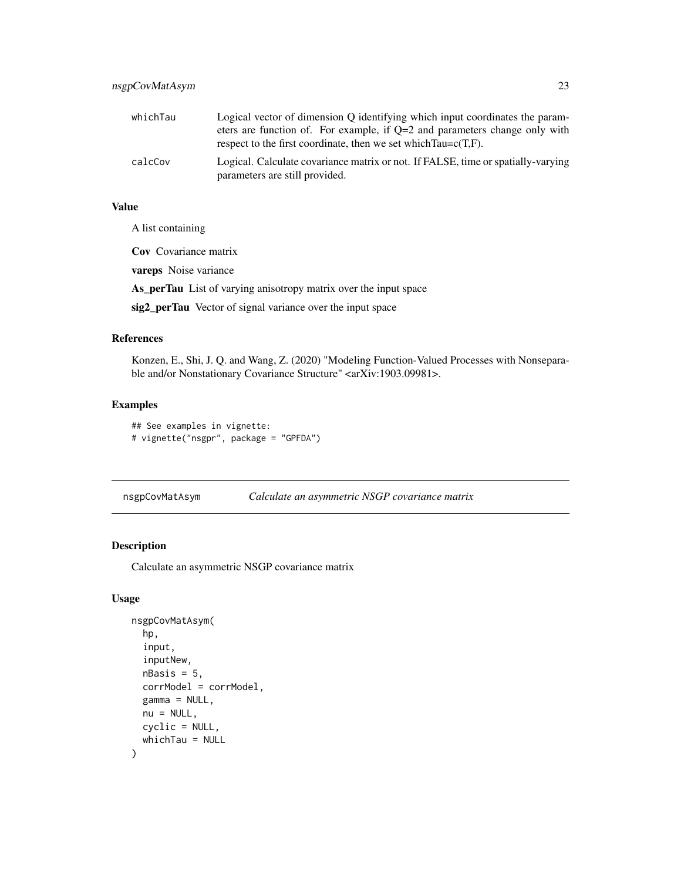| | |
|---|---|
| whichTau | Logical vector of dimension Q identifying which input coordinates the parameters are function of. For example, if Q=2 and parameters change only with respect to the first coordinate, then we set whichTau=c(T,F). |
| calcCov | Logical. Calculate covariance matrix or not. If FALSE, time or spatially-varying parameters are still provided. |

### Value

A list containing

**Cov** Covariance matrix

**vareps** Noise variance

**As_perTau** List of varying anisotropy matrix over the input space

**sig2_perTau** Vector of signal variance over the input space

### References

Konzen, E., Shi, J. Q. and Wang, Z. (2020) "Modeling Function-Valued Processes with Nonseparable and/or Nonstationary Covariance Structure" <arXiv:1903.09981>.

### Examples

```
## See examples in vignette:
# vignette("nsgpr", package = "GPFDA")
```

---

## nsgpCovMatAsym — *Calculate an asymmetric NSGP covariance matrix*

### Description

Calculate an asymmetric NSGP covariance matrix

### Usage

```
nsgpCovMatAsym(
  hp,
  input,
  inputNew,
  nBasis = 5,
  corrModel = corrModel,
  gamma = NULL,
  nu = NULL,
  cyclic = NULL,
  whichTau = NULL
)
```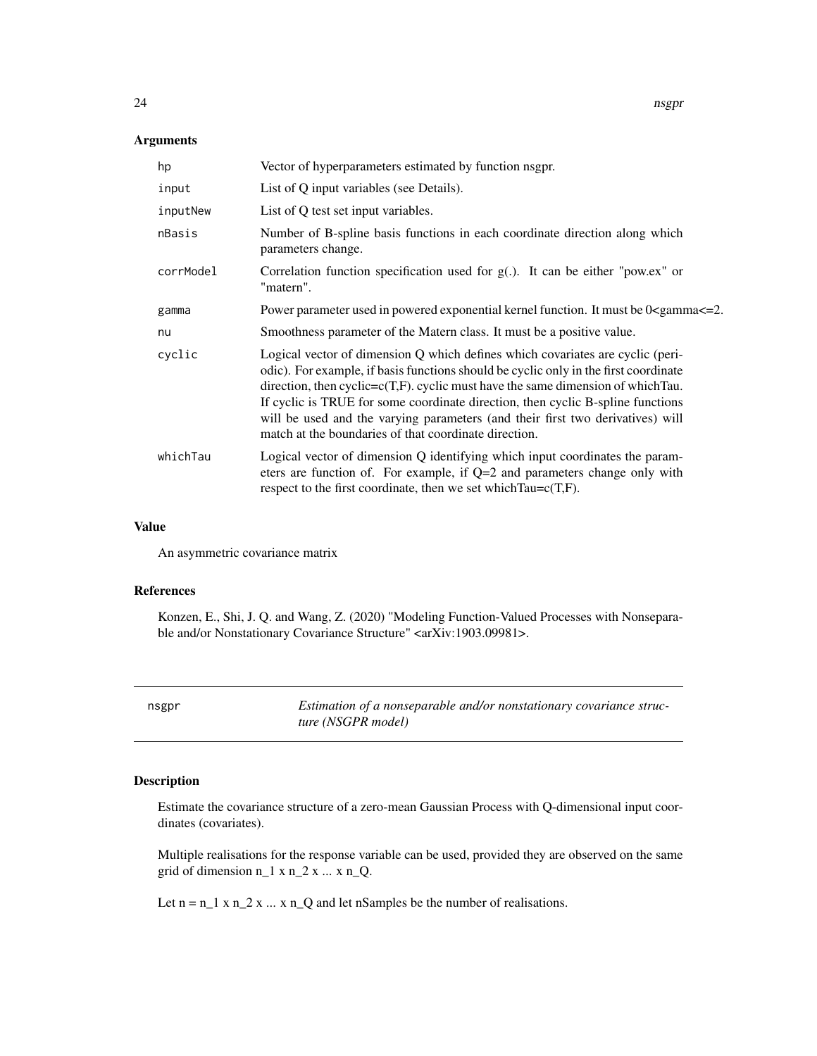## Arguments

| | |
|---|---|
| hp | Vector of hyperparameters estimated by function nsgpr. |
| input | List of Q input variables (see Details). |
| inputNew | List of Q test set input variables. |
| nBasis | Number of B-spline basis functions in each coordinate direction along which parameters change. |
| corrModel | Correlation function specification used for g(.). It can be either "pow.ex" or "matern". |
| gamma | Power parameter used in powered exponential kernel function. It must be 0<gamma<=2. |
| nu | Smoothness parameter of the Matern class. It must be a positive value. |
| cyclic | Logical vector of dimension Q which defines which covariates are cyclic (periodic). For example, if basis functions should be cyclic only in the first coordinate direction, then cyclic=c(T,F). cyclic must have the same dimension of whichTau. If cyclic is TRUE for some coordinate direction, then cyclic B-spline functions will be used and the varying parameters (and their first two derivatives) will match at the boundaries of that coordinate direction. |
| whichTau | Logical vector of dimension Q identifying which input coordinates the parameters are function of. For example, if Q=2 and parameters change only with respect to the first coordinate, then we set whichTau=c(T,F). |

## Value

An asymmetric covariance matrix

## References

Konzen, E., Shi, J. Q. and Wang, Z. (2020) "Modeling Function-Valued Processes with Nonseparable and/or Nonstationary Covariance Structure" <arXiv:1903.09981>.

---

# nsgpr — *Estimation of a nonseparable and/or nonstationary covariance structure (NSGPR model)*

---

## Description

Estimate the covariance structure of a zero-mean Gaussian Process with Q-dimensional input coordinates (covariates).

Multiple realisations for the response variable can be used, provided they are observed on the same grid of dimension n_1 x n_2 x ... x n_Q.

Let n = n_1 x n_2 x ... x n_Q and let nSamples be the number of realisations.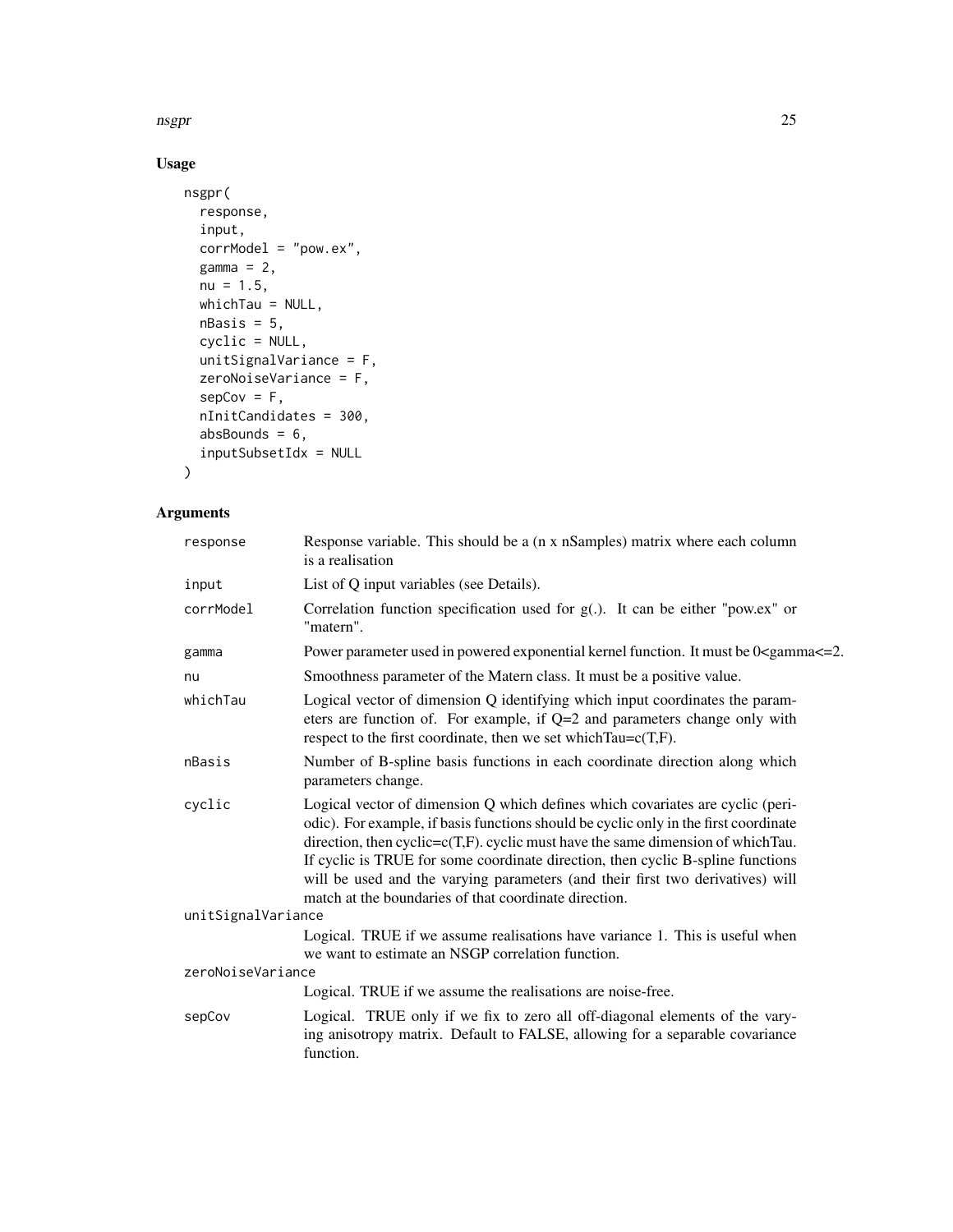## Usage

```
nsgpr(
  response,
  input,
  corrModel = "pow.ex",
  gamma = 2,
  nu = 1.5,
  whichTau = NULL,
  nBasis = 5,
  cyclic = NULL,
  unitSignalVariance = F,
  zeroNoiseVariance = F,
  sepCov = F,
  nInitCandidates = 300,
  absBounds = 6,
  inputSubsetIdx = NULL
)
```

## Arguments

| | |
|---|---|
| `response` | Response variable. This should be a (n x nSamples) matrix where each column is a realisation |
| `input` | List of Q input variables (see Details). |
| `corrModel` | Correlation function specification used for g(.). It can be either "pow.ex" or "matern". |
| `gamma` | Power parameter used in powered exponential kernel function. It must be 0<gamma<=2. |
| `nu` | Smoothness parameter of the Matern class. It must be a positive value. |
| `whichTau` | Logical vector of dimension Q identifying which input coordinates the parameters are function of. For example, if Q=2 and parameters change only with respect to the first coordinate, then we set whichTau=c(T,F). |
| `nBasis` | Number of B-spline basis functions in each coordinate direction along which parameters change. |
| `cyclic` | Logical vector of dimension Q which defines which covariates are cyclic (periodic). For example, if basis functions should be cyclic only in the first coordinate direction, then cyclic=c(T,F). cyclic must have the same dimension of whichTau. If cyclic is TRUE for some coordinate direction, then cyclic B-spline functions will be used and the varying parameters (and their first two derivatives) will match at the boundaries of that coordinate direction. |
| `unitSignalVariance` | Logical. TRUE if we assume realisations have variance 1. This is useful when we want to estimate an NSGP correlation function. |
| `zeroNoiseVariance` | Logical. TRUE if we assume the realisations are noise-free. |
| `sepCov` | Logical. TRUE only if we fix to zero all off-diagonal elements of the varying anisotropy matrix. Default to FALSE, allowing for a separable covariance function. |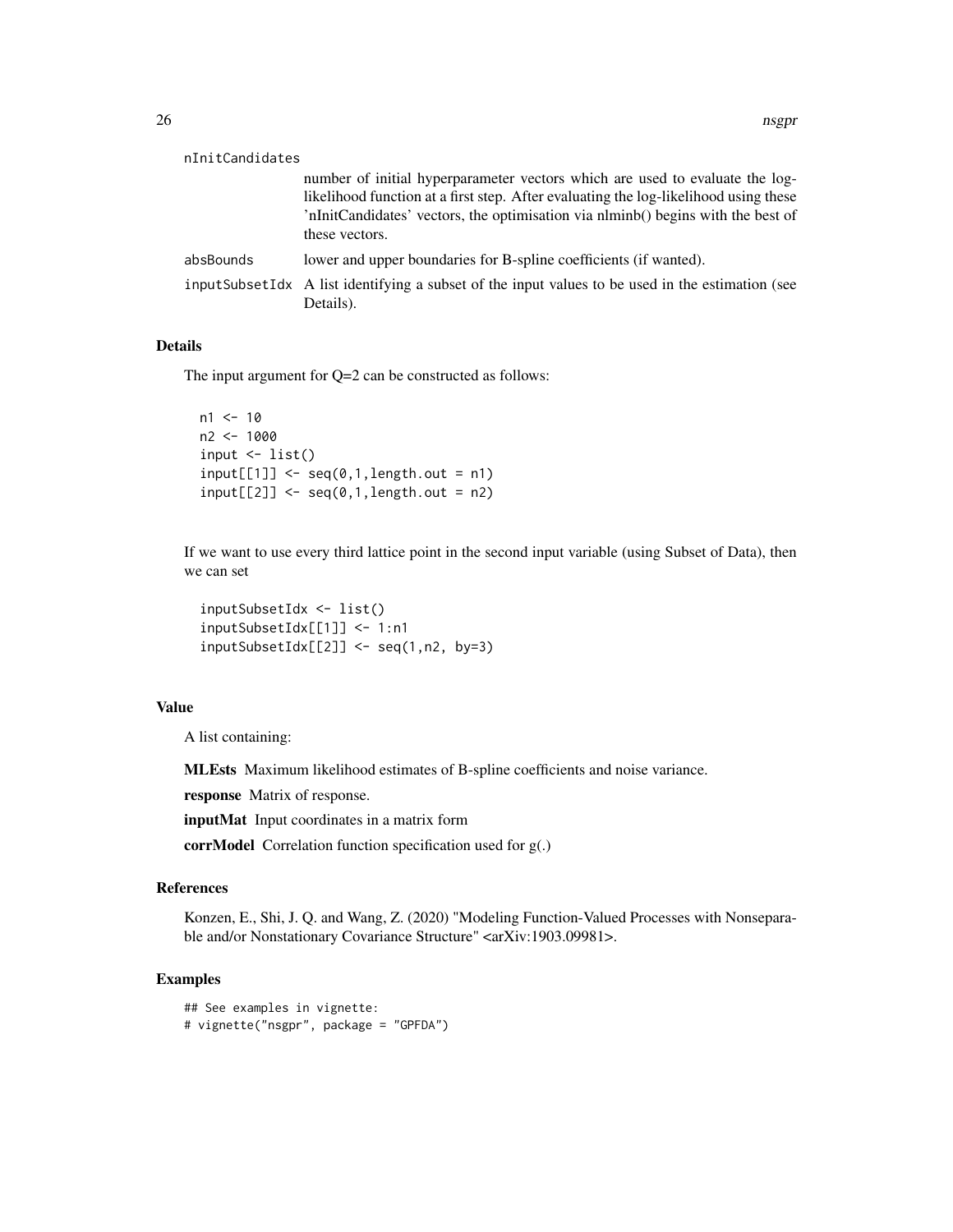nInitCandidates
: number of initial hyperparameter vectors which are used to evaluate the log-likelihood function at a first step. After evaluating the log-likelihood using these 'nInitCandidates' vectors, the optimisation via nlminb() begins with the best of these vectors.

absBounds
: lower and upper boundaries for B-spline coefficients (if wanted).

inputSubsetIdx
: A list identifying a subset of the input values to be used in the estimation (see Details).

## Details

The input argument for Q=2 can be constructed as follows:

```
n1 <- 10
n2 <- 1000
input <- list()
input[[1]] <- seq(0,1,length.out = n1)
input[[2]] <- seq(0,1,length.out = n2)
```

If we want to use every third lattice point in the second input variable (using Subset of Data), then we can set

```
inputSubsetIdx <- list()
inputSubsetIdx[[1]] <- 1:n1
inputSubsetIdx[[2]] <- seq(1,n2, by=3)
```

## Value

A list containing:

**MLEsts** Maximum likelihood estimates of B-spline coefficients and noise variance.

**response** Matrix of response.

**inputMat** Input coordinates in a matrix form

**corrModel** Correlation function specification used for g(.)

## References

Konzen, E., Shi, J. Q. and Wang, Z. (2020) "Modeling Function-Valued Processes with Nonseparable and/or Nonstationary Covariance Structure" <arXiv:1903.09981>.

## Examples

```
## See examples in vignette:
# vignette("nsgpr", package = "GPFDA")
```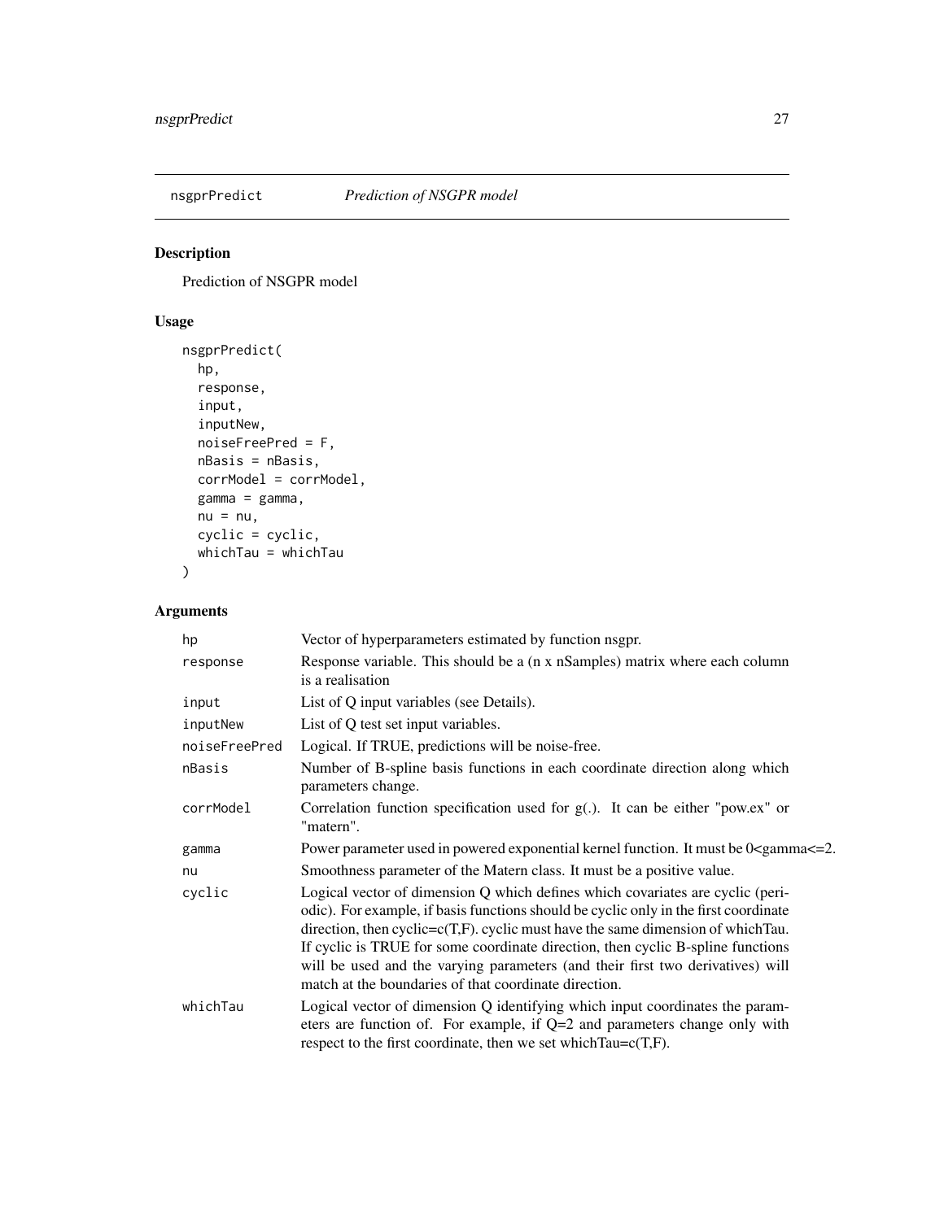nsgprPredict — *Prediction of NSGPR model*

## Description

Prediction of NSGPR model

## Usage

```
nsgprPredict(
  hp,
  response,
  input,
  inputNew,
  noiseFreePred = F,
  nBasis = nBasis,
  corrModel = corrModel,
  gamma = gamma,
  nu = nu,
  cyclic = cyclic,
  whichTau = whichTau
)
```

## Arguments

| Argument | Description |
|---|---|
| hp | Vector of hyperparameters estimated by function nsgpr. |
| response | Response variable. This should be a (n x nSamples) matrix where each column is a realisation |
| input | List of Q input variables (see Details). |
| inputNew | List of Q test set input variables. |
| noiseFreePred | Logical. If TRUE, predictions will be noise-free. |
| nBasis | Number of B-spline basis functions in each coordinate direction along which parameters change. |
| corrModel | Correlation function specification used for g(.). It can be either "pow.ex" or "matern". |
| gamma | Power parameter used in powered exponential kernel function. It must be 0<gamma<=2. |
| nu | Smoothness parameter of the Matern class. It must be a positive value. |
| cyclic | Logical vector of dimension Q which defines which covariates are cyclic (periodic). For example, if basis functions should be cyclic only in the first coordinate direction, then cyclic=c(T,F). cyclic must have the same dimension of whichTau. If cyclic is TRUE for some coordinate direction, then cyclic B-spline functions will be used and the varying parameters (and their first two derivatives) will match at the boundaries of that coordinate direction. |
| whichTau | Logical vector of dimension Q identifying which input coordinates the parameters are function of. For example, if Q=2 and parameters change only with respect to the first coordinate, then we set whichTau=c(T,F). |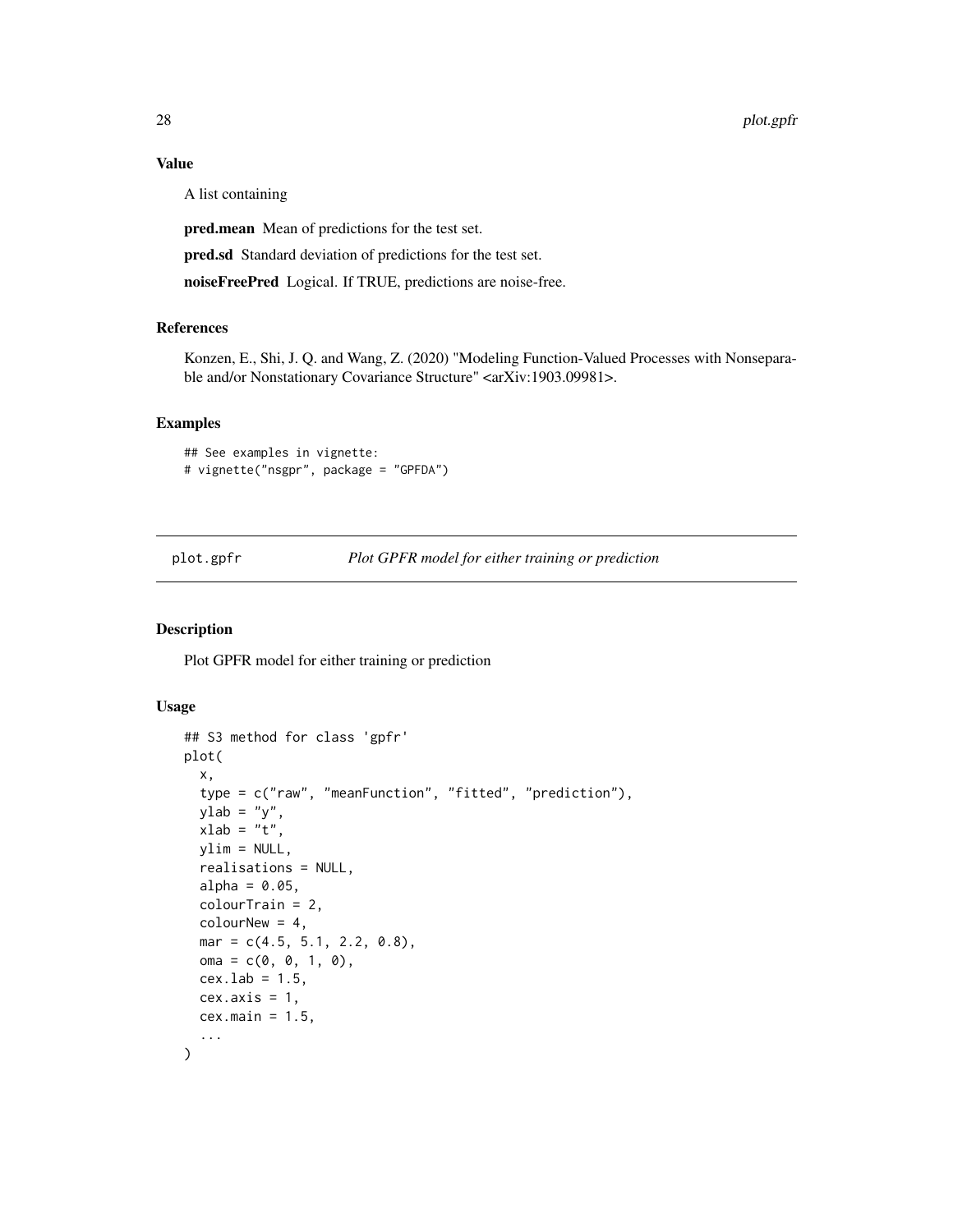### Value

A list containing

**pred.mean** Mean of predictions for the test set.

**pred.sd** Standard deviation of predictions for the test set.

**noiseFreePred** Logical. If TRUE, predictions are noise-free.

### References

Konzen, E., Shi, J. Q. and Wang, Z. (2020) "Modeling Function-Valued Processes with Nonseparable and/or Nonstationary Covariance Structure" <arXiv:1903.09981>.

### Examples

```
## See examples in vignette:
# vignette("nsgpr", package = "GPFDA")
```

---

## plot.gpfr — *Plot GPFR model for either training or prediction*

### Description

Plot GPFR model for either training or prediction

### Usage

```
## S3 method for class 'gpfr'
plot(
  x,
  type = c("raw", "meanFunction", "fitted", "prediction"),
  ylab = "y",
  xlab = "t",
  ylim = NULL,
  realisations = NULL,
  alpha = 0.05,
  colourTrain = 2,
  colourNew = 4,
  mar = c(4.5, 5.1, 2.2, 0.8),
  oma = c(0, 0, 1, 0),
  cex.lab = 1.5,
  cex.axis = 1,
  cex.main = 1.5,
  ...
)
```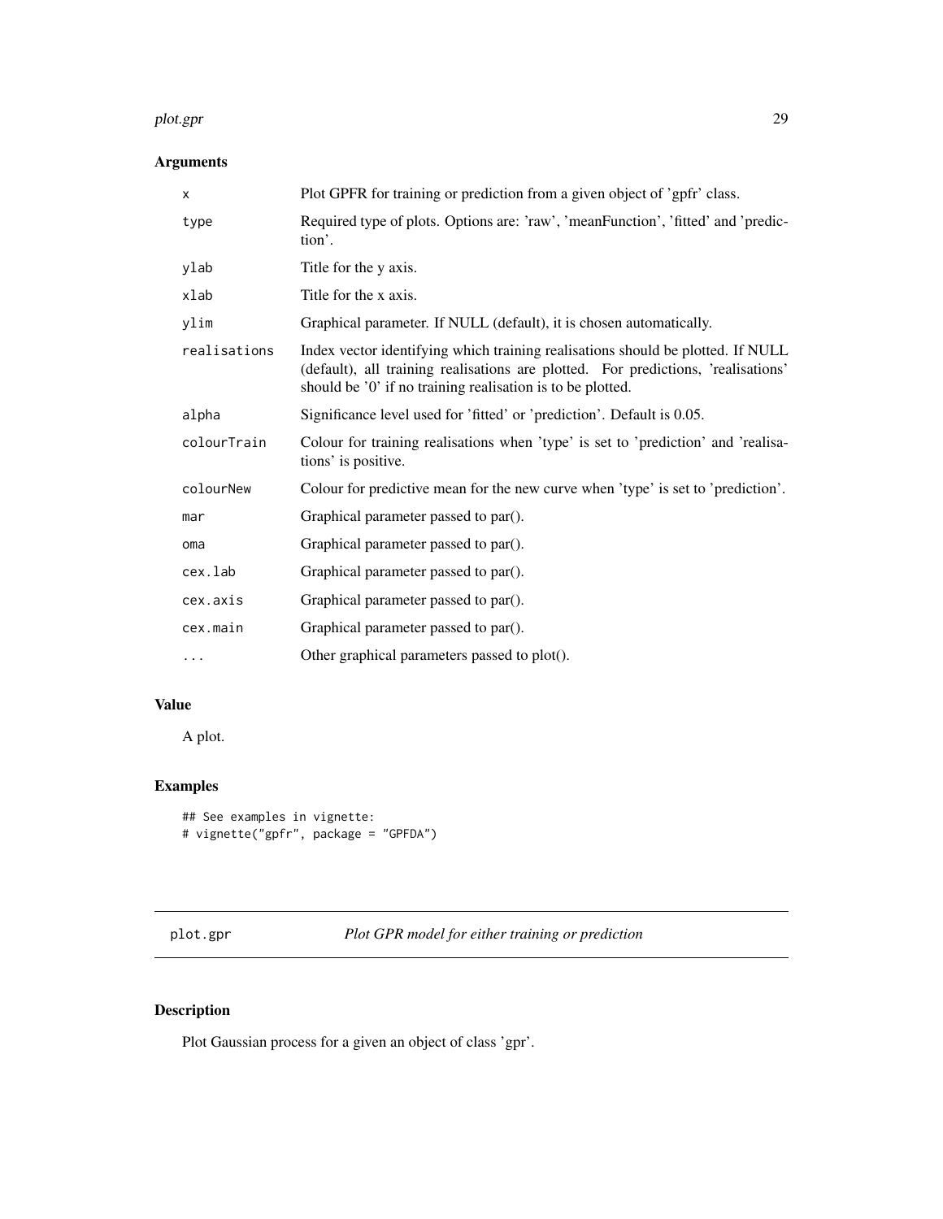## Arguments

| | |
|---|---|
| x | Plot GPFR for training or prediction from a given object of 'gpfr' class. |
| type | Required type of plots. Options are: 'raw', 'meanFunction', 'fitted' and 'prediction'. |
| ylab | Title for the y axis. |
| xlab | Title for the x axis. |
| ylim | Graphical parameter. If NULL (default), it is chosen automatically. |
| realisations | Index vector identifying which training realisations should be plotted. If NULL (default), all training realisations are plotted. For predictions, 'realisations' should be '0' if no training realisation is to be plotted. |
| alpha | Significance level used for 'fitted' or 'prediction'. Default is 0.05. |
| colourTrain | Colour for training realisations when 'type' is set to 'prediction' and 'realisations' is positive. |
| colourNew | Colour for predictive mean for the new curve when 'type' is set to 'prediction'. |
| mar | Graphical parameter passed to par(). |
| oma | Graphical parameter passed to par(). |
| cex.lab | Graphical parameter passed to par(). |
| cex.axis | Graphical parameter passed to par(). |
| cex.main | Graphical parameter passed to par(). |
| ... | Other graphical parameters passed to plot(). |

## Value

A plot.

## Examples

```
## See examples in vignette:
# vignette("gpfr", package = "GPFDA")
```

---

# plot.gpr *Plot GPR model for either training or prediction*

## Description

Plot Gaussian process for a given an object of class 'gpr'.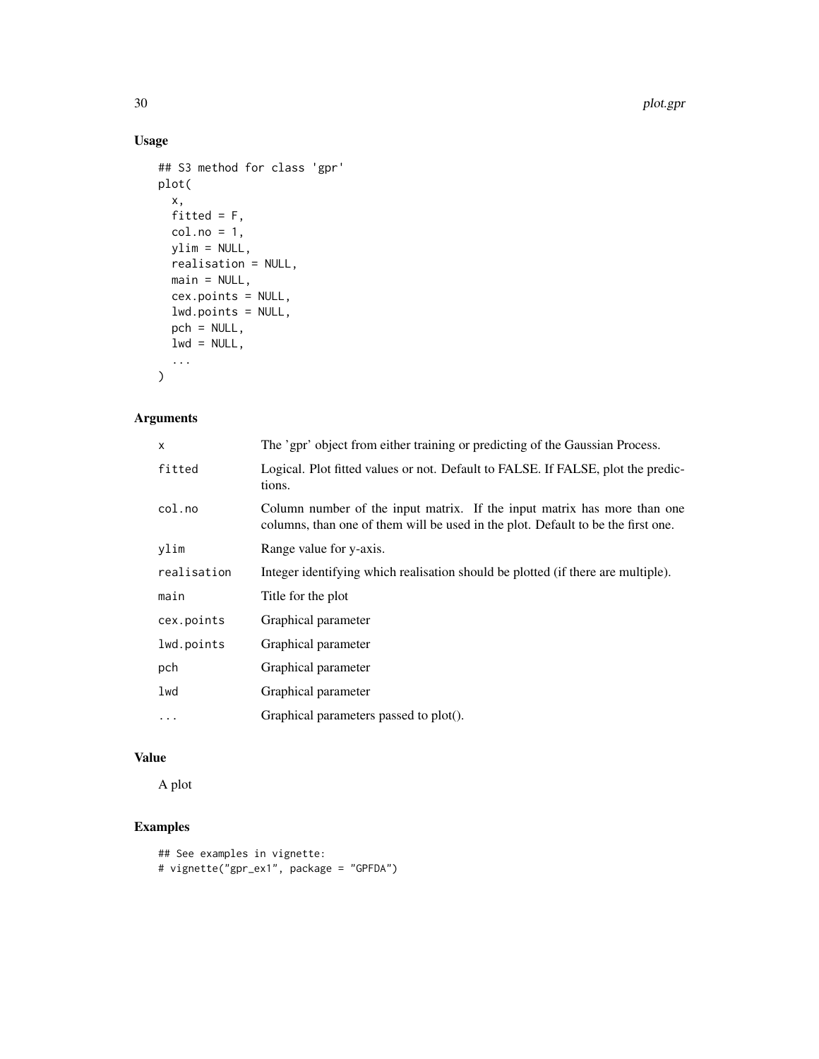## Usage

```
## S3 method for class 'gpr'
plot(
  x,
  fitted = F,
  col.no = 1,
  ylim = NULL,
  realisation = NULL,
  main = NULL,
  cex.points = NULL,
  lwd.points = NULL,
  pch = NULL,
  lwd = NULL,
  ...
)
```

## Arguments

| | |
|---|---|
| x | The 'gpr' object from either training or predicting of the Gaussian Process. |
| fitted | Logical. Plot fitted values or not. Default to FALSE. If FALSE, plot the predictions. |
| col.no | Column number of the input matrix. If the input matrix has more than one columns, than one of them will be used in the plot. Default to be the first one. |
| ylim | Range value for y-axis. |
| realisation | Integer identifying which realisation should be plotted (if there are multiple). |
| main | Title for the plot |
| cex.points | Graphical parameter |
| lwd.points | Graphical parameter |
| pch | Graphical parameter |
| lwd | Graphical parameter |
| ... | Graphical parameters passed to plot(). |

## Value

A plot

## Examples

```
## See examples in vignette:
# vignette("gpr_ex1", package = "GPFDA")
```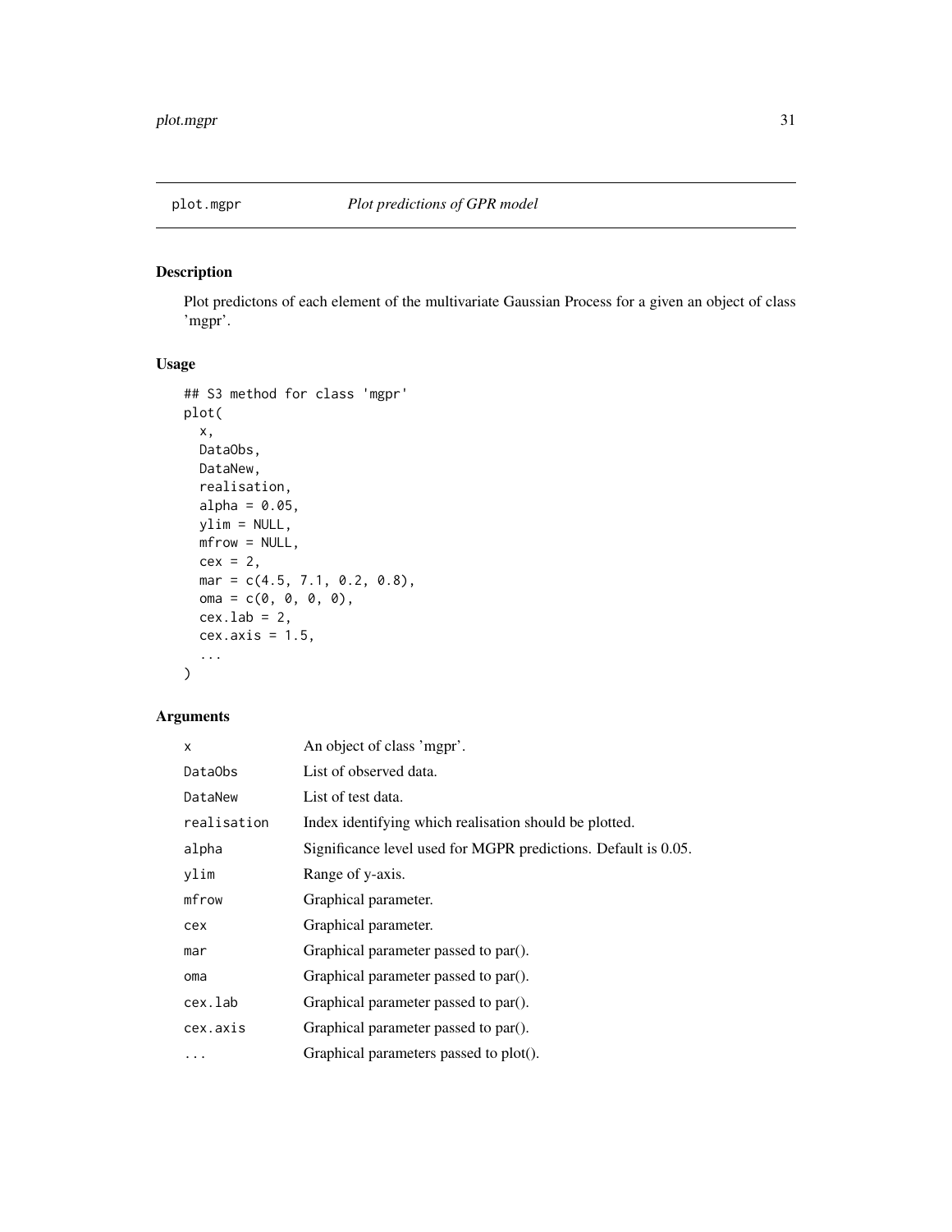## plot.mgpr *Plot predictions of GPR model*

### Description

Plot predictons of each element of the multivariate Gaussian Process for a given an object of class 'mgpr'.

### Usage

```
## S3 method for class 'mgpr'
plot(
  x,
  DataObs,
  DataNew,
  realisation,
  alpha = 0.05,
  ylim = NULL,
  mfrow = NULL,
  cex = 2,
  mar = c(4.5, 7.1, 0.2, 0.8),
  oma = c(0, 0, 0, 0),
  cex.lab = 2,
  cex.axis = 1.5,
  ...
)
```

### Arguments

| | |
|---|---|
| x | An object of class 'mgpr'. |
| DataObs | List of observed data. |
| DataNew | List of test data. |
| realisation | Index identifying which realisation should be plotted. |
| alpha | Significance level used for MGPR predictions. Default is 0.05. |
| ylim | Range of y-axis. |
| mfrow | Graphical parameter. |
| cex | Graphical parameter. |
| mar | Graphical parameter passed to par(). |
| oma | Graphical parameter passed to par(). |
| cex.lab | Graphical parameter passed to par(). |
| cex.axis | Graphical parameter passed to par(). |
| ... | Graphical parameters passed to plot(). |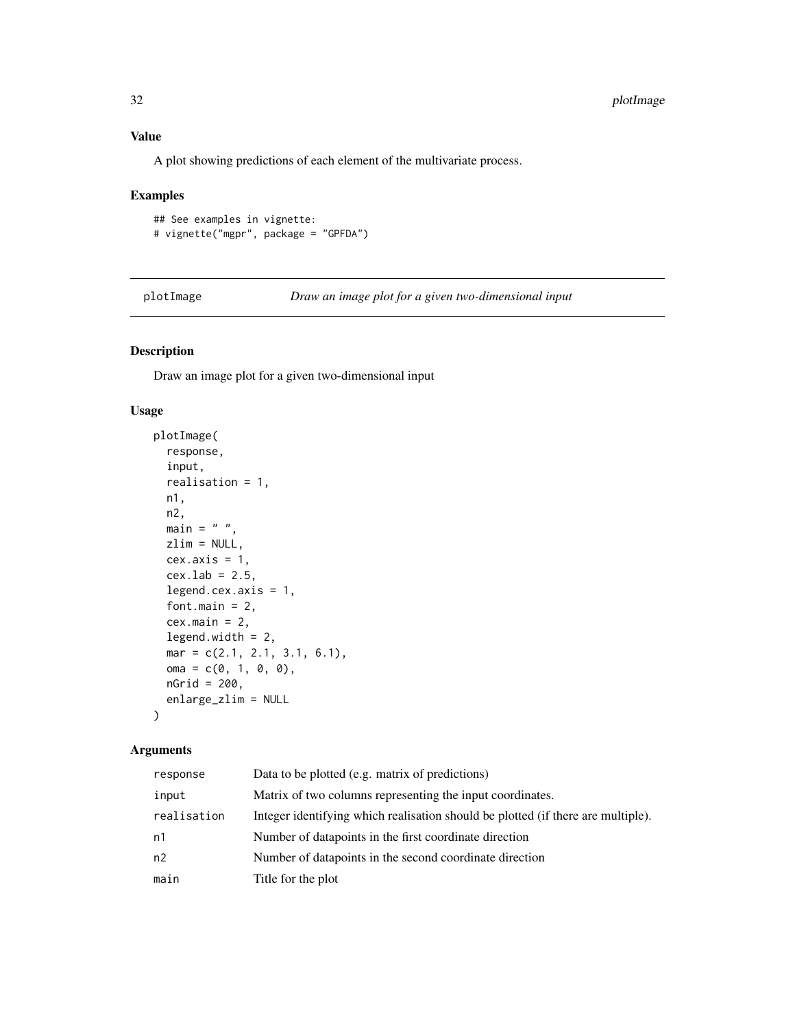### Value

A plot showing predictions of each element of the multivariate process.

### Examples

```
## See examples in vignette:
# vignette("mgpr", package = "GPFDA")
```

---

## plotImage    *Draw an image plot for a given two-dimensional input*

### Description

Draw an image plot for a given two-dimensional input

### Usage

```
plotImage(
  response,
  input,
  realisation = 1,
  n1,
  n2,
  main = " ",
  zlim = NULL,
  cex.axis = 1,
  cex.lab = 2.5,
  legend.cex.axis = 1,
  font.main = 2,
  cex.main = 2,
  legend.width = 2,
  mar = c(2.1, 2.1, 3.1, 6.1),
  oma = c(0, 1, 0, 0),
  nGrid = 200,
  enlarge_zlim = NULL
)
```

### Arguments

| | |
|---|---|
| `response` | Data to be plotted (e.g. matrix of predictions) |
| `input` | Matrix of two columns representing the input coordinates. |
| `realisation` | Integer identifying which realisation should be plotted (if there are multiple). |
| `n1` | Number of datapoints in the first coordinate direction |
| `n2` | Number of datapoints in the second coordinate direction |
| `main` | Title for the plot |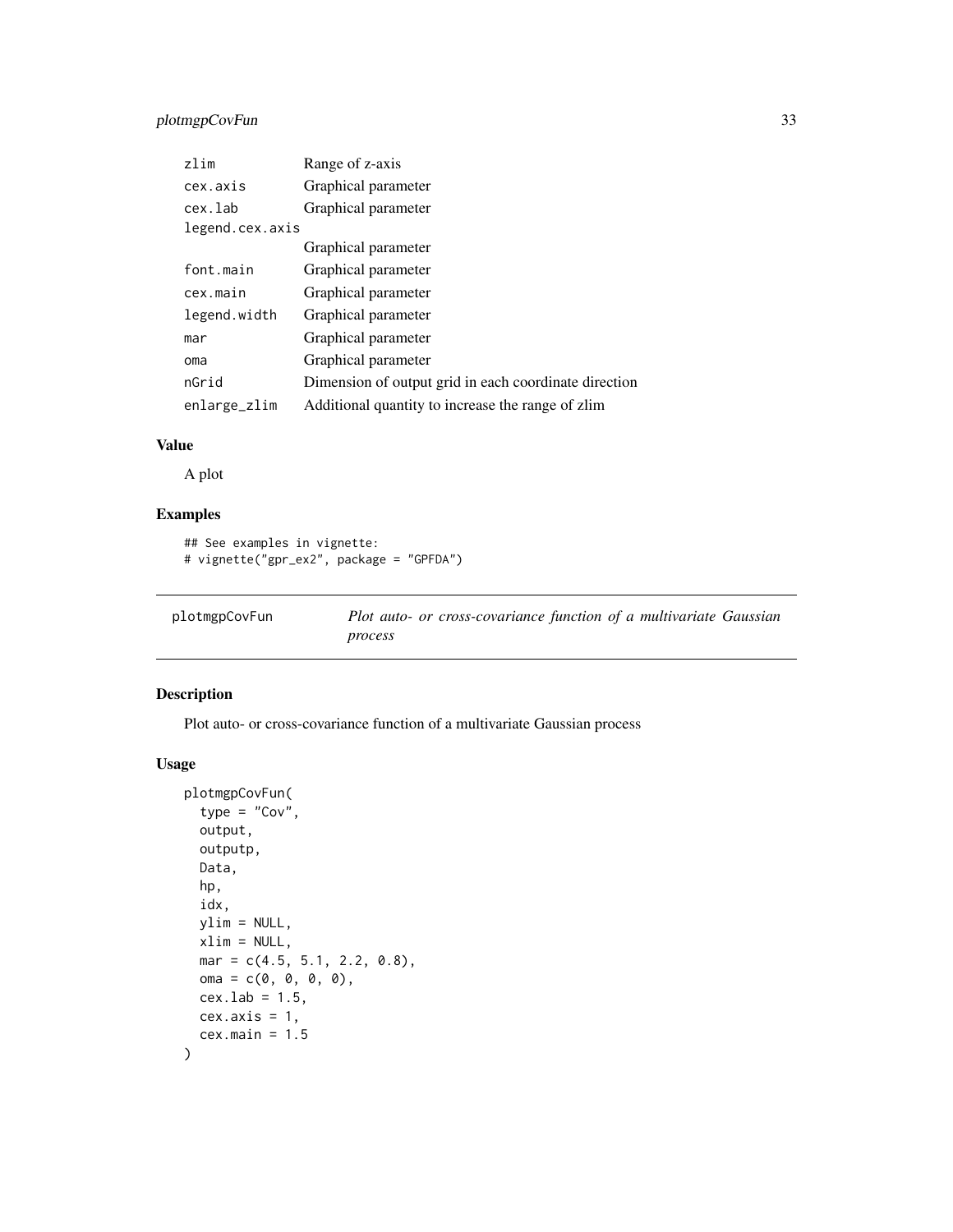| | |
|---|---|
| zlim | Range of z-axis |
| cex.axis | Graphical parameter |
| cex.lab | Graphical parameter |
| legend.cex.axis | Graphical parameter |
| font.main | Graphical parameter |
| cex.main | Graphical parameter |
| legend.width | Graphical parameter |
| mar | Graphical parameter |
| oma | Graphical parameter |
| nGrid | Dimension of output grid in each coordinate direction |
| enlarge_zlim | Additional quantity to increase the range of zlim |

### Value

A plot

### Examples

```
## See examples in vignette:
# vignette("gpr_ex2", package = "GPFDA")
```

## plotmgpCovFun — *Plot auto- or cross-covariance function of a multivariate Gaussian process*

### Description

Plot auto- or cross-covariance function of a multivariate Gaussian process

### Usage

```
plotmgpCovFun(
  type = "Cov",
  output,
  outputp,
  Data,
  hp,
  idx,
  ylim = NULL,
  xlim = NULL,
  mar = c(4.5, 5.1, 2.2, 0.8),
  oma = c(0, 0, 0, 0),
  cex.lab = 1.5,
  cex.axis = 1,
  cex.main = 1.5
)
```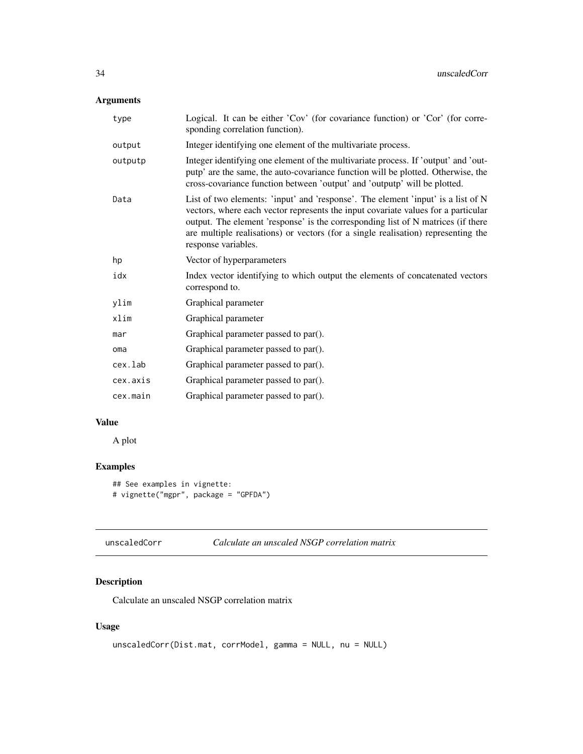## Arguments

| | |
|---|---|
| type | Logical. It can be either 'Cov' (for covariance function) or 'Cor' (for corresponding correlation function). |
| output | Integer identifying one element of the multivariate process. |
| outputp | Integer identifying one element of the multivariate process. If 'output' and 'outputp' are the same, the auto-covariance function will be plotted. Otherwise, the cross-covariance function between 'output' and 'outputp' will be plotted. |
| Data | List of two elements: 'input' and 'response'. The element 'input' is a list of N vectors, where each vector represents the input covariate values for a particular output. The element 'response' is the corresponding list of N matrices (if there are multiple realisations) or vectors (for a single realisation) representing the response variables. |
| hp | Vector of hyperparameters |
| idx | Index vector identifying to which output the elements of concatenated vectors correspond to. |
| ylim | Graphical parameter |
| xlim | Graphical parameter |
| mar | Graphical parameter passed to par(). |
| oma | Graphical parameter passed to par(). |
| cex.lab | Graphical parameter passed to par(). |
| cex.axis | Graphical parameter passed to par(). |
| cex.main | Graphical parameter passed to par(). |

## Value

A plot

## Examples

```
## See examples in vignette:
# vignette("mgpr", package = "GPFDA")
```

---

# unscaledCorr — *Calculate an unscaled NSGP correlation matrix*

## Description

Calculate an unscaled NSGP correlation matrix

## Usage

```
unscaledCorr(Dist.mat, corrModel, gamma = NULL, nu = NULL)
```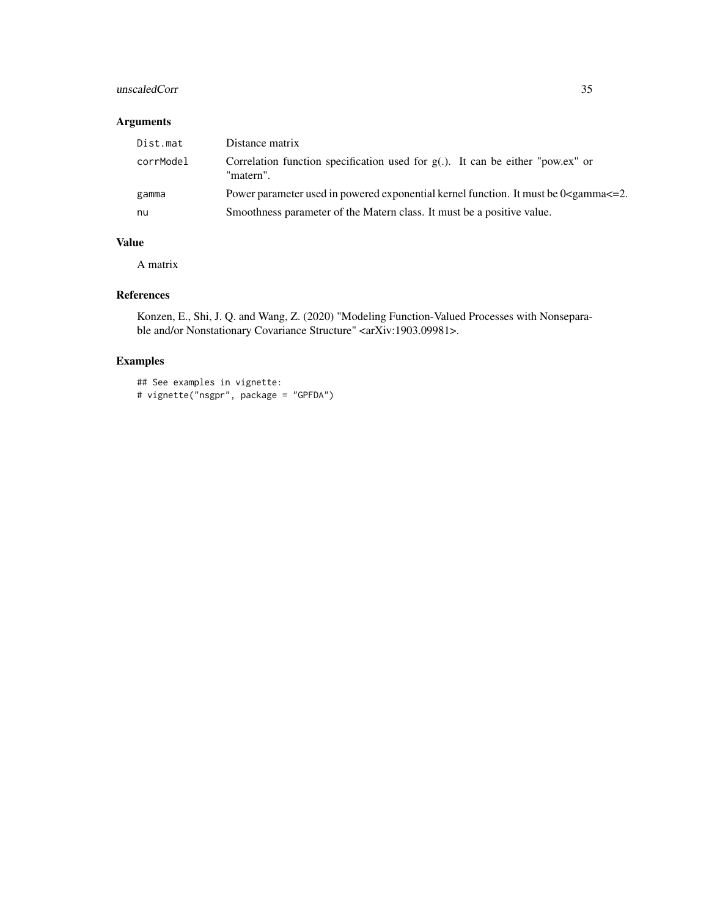## Arguments

| | |
|---|---|
| `Dist.mat` | Distance matrix |
| `corrModel` | Correlation function specification used for g(.). It can be either "pow.ex" or "matern". |
| `gamma` | Power parameter used in powered exponential kernel function. It must be 0<gamma<=2. |
| `nu` | Smoothness parameter of the Matern class. It must be a positive value. |

## Value

A matrix

## References

Konzen, E., Shi, J. Q. and Wang, Z. (2020) "Modeling Function-Valued Processes with Nonseparable and/or Nonstationary Covariance Structure" <arXiv:1903.09981>.

## Examples

```
## See examples in vignette:
# vignette("nsgpr", package = "GPFDA")
```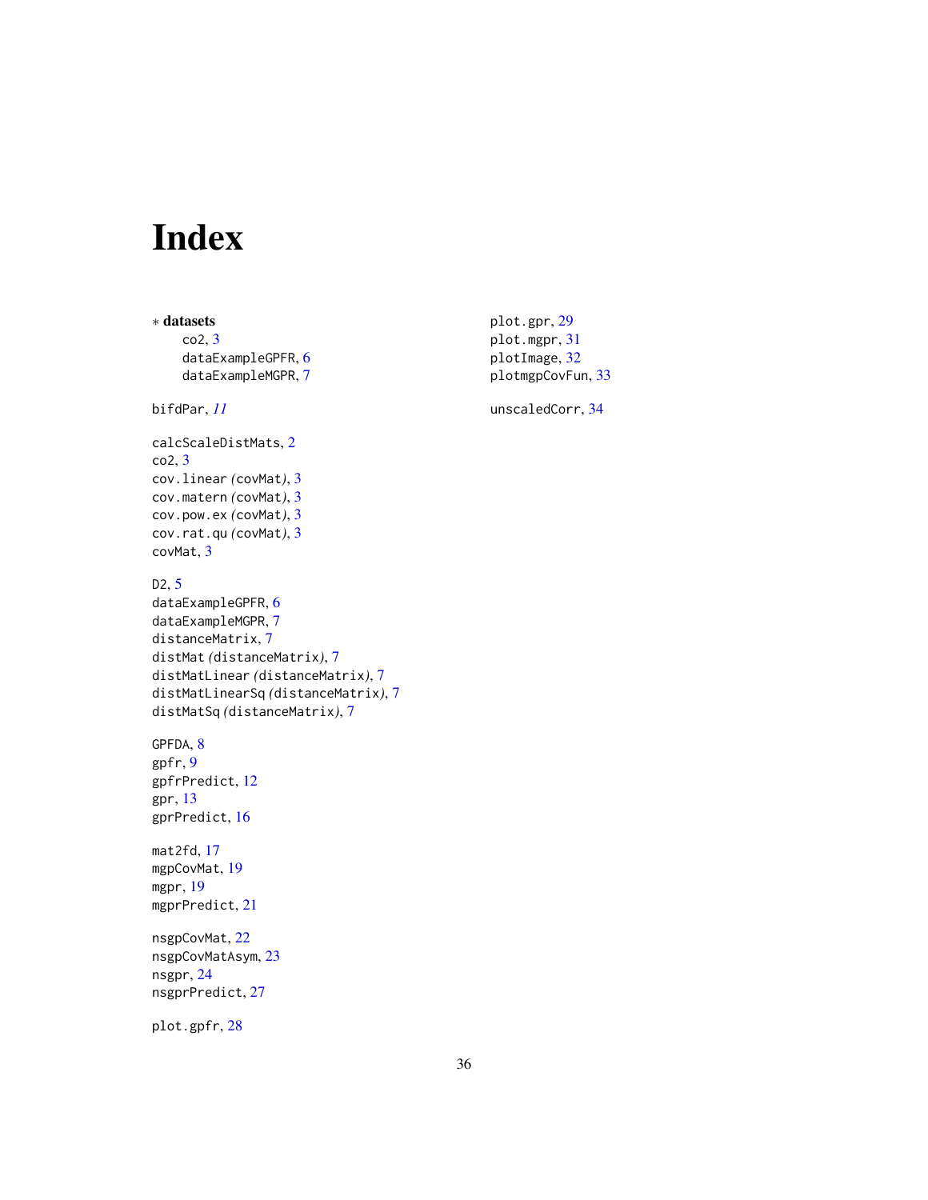# Index

∗ **datasets**
  co2, 3
  dataExampleGPFR, 6
  dataExampleMGPR, 7

bifdPar, *11*

calcScaleDistMats, 2
co2, 3
cov.linear *(*covMat*)*, 3
cov.matern *(*covMat*)*, 3
cov.pow.ex *(*covMat*)*, 3
cov.rat.qu *(*covMat*)*, 3
covMat, 3

D2, 5
dataExampleGPFR, 6
dataExampleMGPR, 7
distanceMatrix, 7
distMat *(*distanceMatrix*)*, 7
distMatLinear *(*distanceMatrix*)*, 7
distMatLinearSq *(*distanceMatrix*)*, 7
distMatSq *(*distanceMatrix*)*, 7

GPFDA, 8
gpfr, 9
gpfrPredict, 12
gpr, 13
gprPredict, 16

mat2fd, 17
mgpCovMat, 19
mgpr, 19
mgprPredict, 21

nsgpCovMat, 22
nsgpCovMatAsym, 23
nsgpr, 24
nsgprPredict, 27

plot.gpfr, 28
plot.gpr, 29
plot.mgpr, 31
plotImage, 32
plotmgpCovFun, 33

unscaledCorr, 34